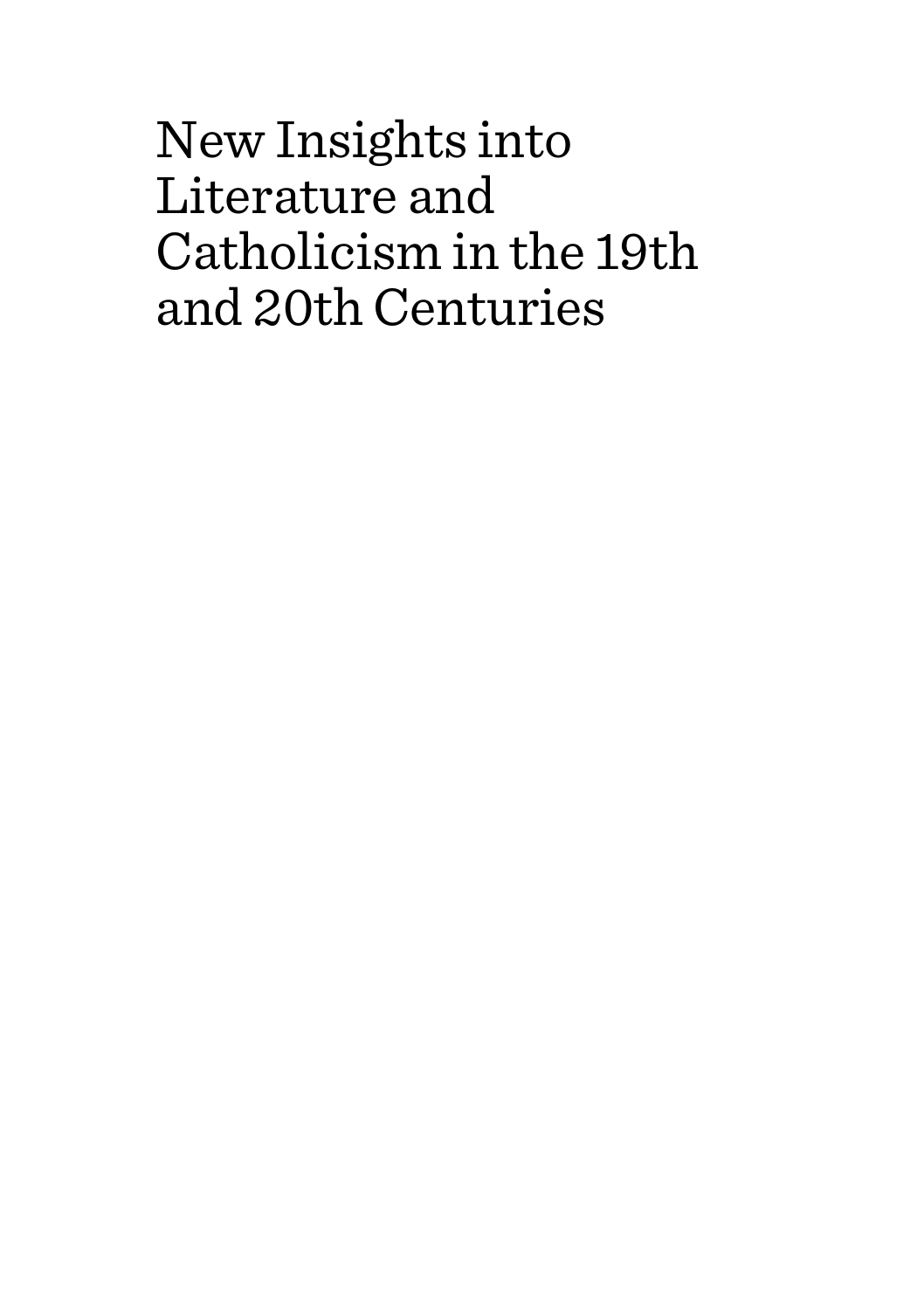# New Insights into Literature and Catholicism in the 19th and 20th Centuries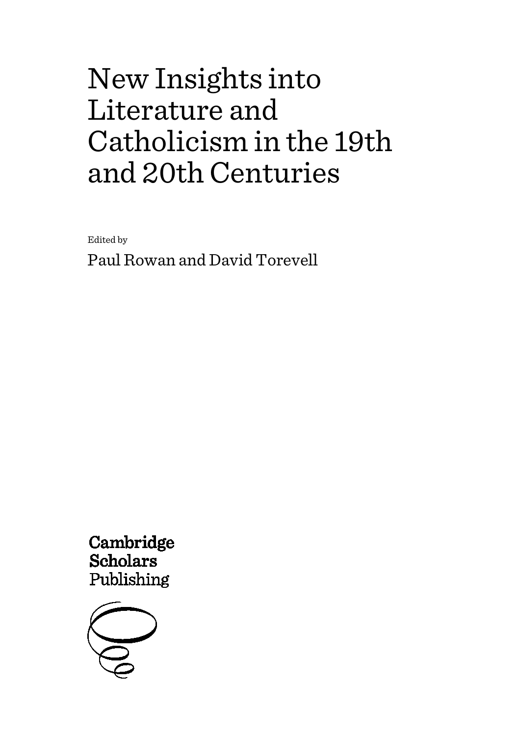# New Insights into Literature and Catholicism in the 19th and 20th Centuries

Edited by

Paul Rowan and David Torevell

**Cambridge Scholars**
Publishing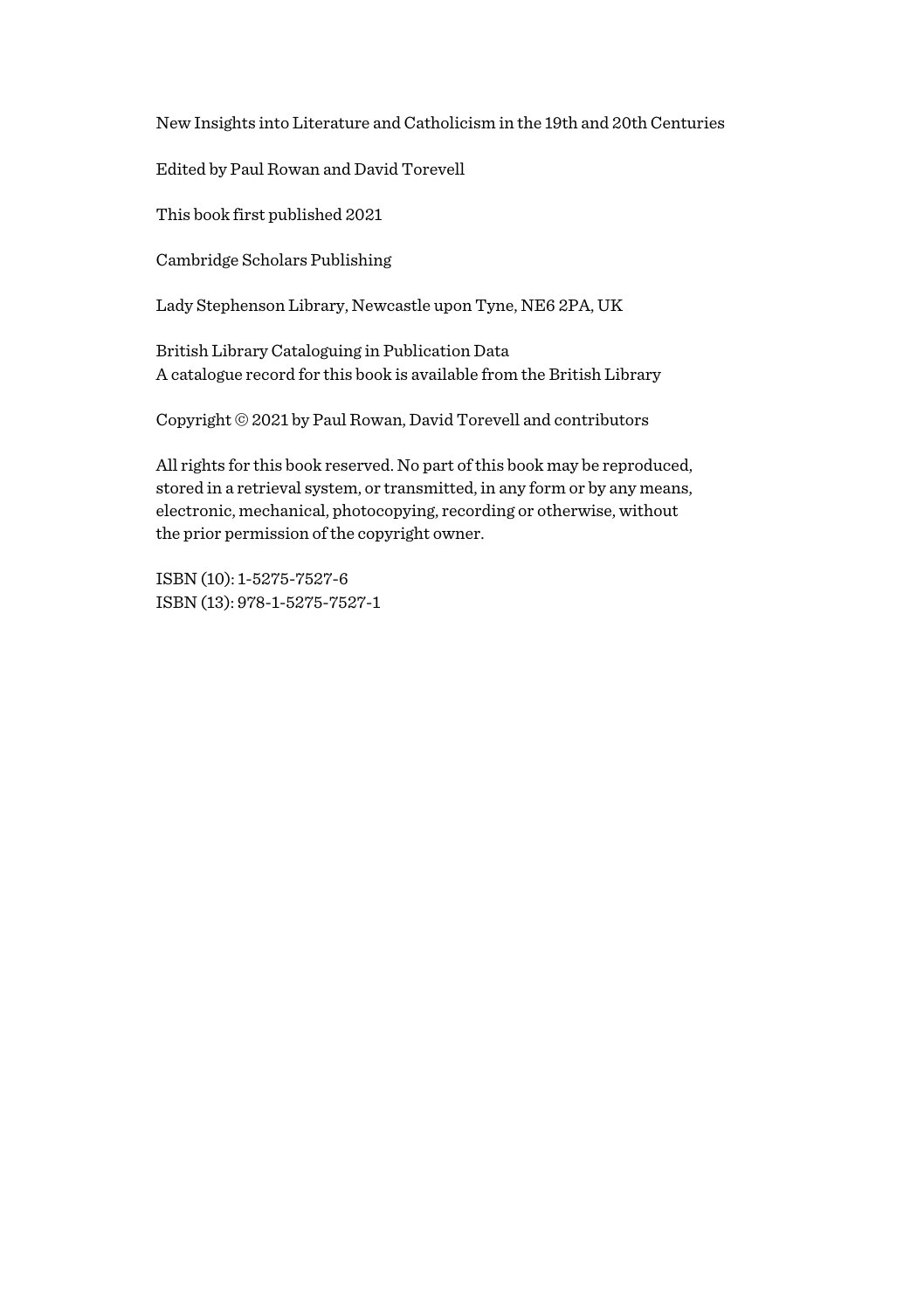New Insights into Literature and Catholicism in the 19th and 20th Centuries

Edited by Paul Rowan and David Torevell

This book first published 2021

Cambridge Scholars Publishing

Lady Stephenson Library, Newcastle upon Tyne, NE6 2PA, UK

British Library Cataloguing in Publication Data
A catalogue record for this book is available from the British Library

Copyright © 2021 by Paul Rowan, David Torevell and contributors

All rights for this book reserved. No part of this book may be reproduced, stored in a retrieval system, or transmitted, in any form or by any means, electronic, mechanical, photocopying, recording or otherwise, without the prior permission of the copyright owner.

ISBN (10): 1-5275-7527-6
ISBN (13): 978-1-5275-7527-1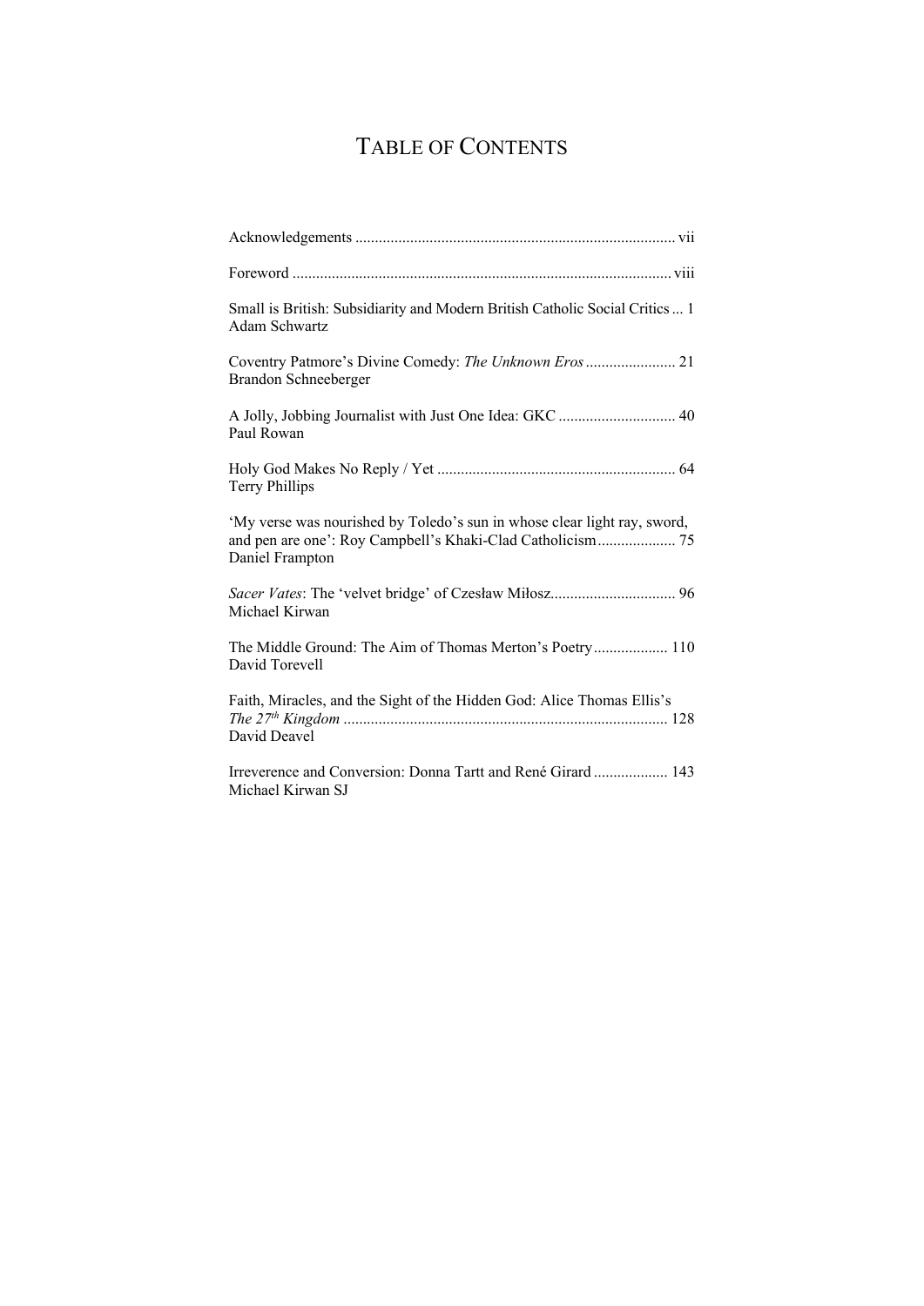# TABLE OF CONTENTS

Acknowledgements ................................................................................ vii

Foreword ............................................................................................... viii

Small is British: Subsidiarity and Modern British Catholic Social Critics ... 1
Adam Schwartz

Coventry Patmore's Divine Comedy: *The Unknown Eros* ....................... 21
Brandon Schneeberger

A Jolly, Jobbing Journalist with Just One Idea: GKC ............................. 40
Paul Rowan

Holy God Makes No Reply / Yet ............................................................ 64
Terry Phillips

'My verse was nourished by Toledo's sun in whose clear light ray, sword, and pen are one': Roy Campbell's Khaki-Clad Catholicism .................... 75
Daniel Frampton

*Sacer Vates*: The 'velvet bridge' of Czesław Miłosz................................ 96
Michael Kirwan

The Middle Ground: The Aim of Thomas Merton's Poetry ................... 110
David Torevell

Faith, Miracles, and the Sight of the Hidden God: Alice Thomas Ellis's *The 27th Kingdom* .................................................................................. 128
David Deavel

Irreverence and Conversion: Donna Tartt and René Girard ................... 143
Michael Kirwan SJ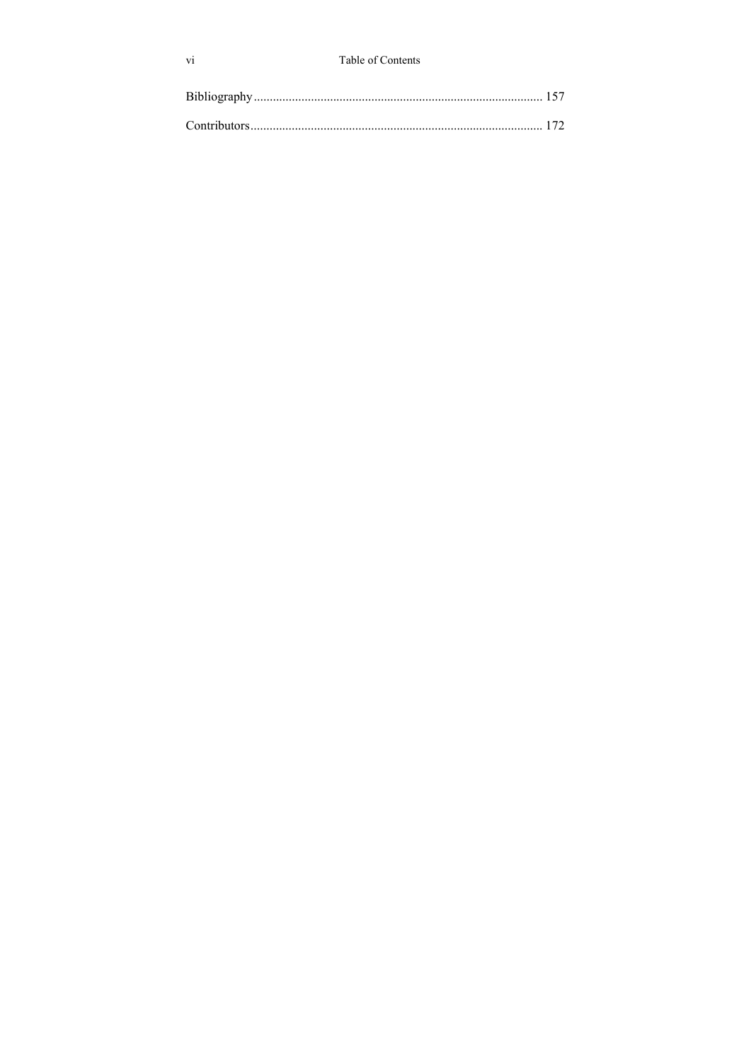Bibliography ........................................................................................ 157

Contributors ........................................................................................ 172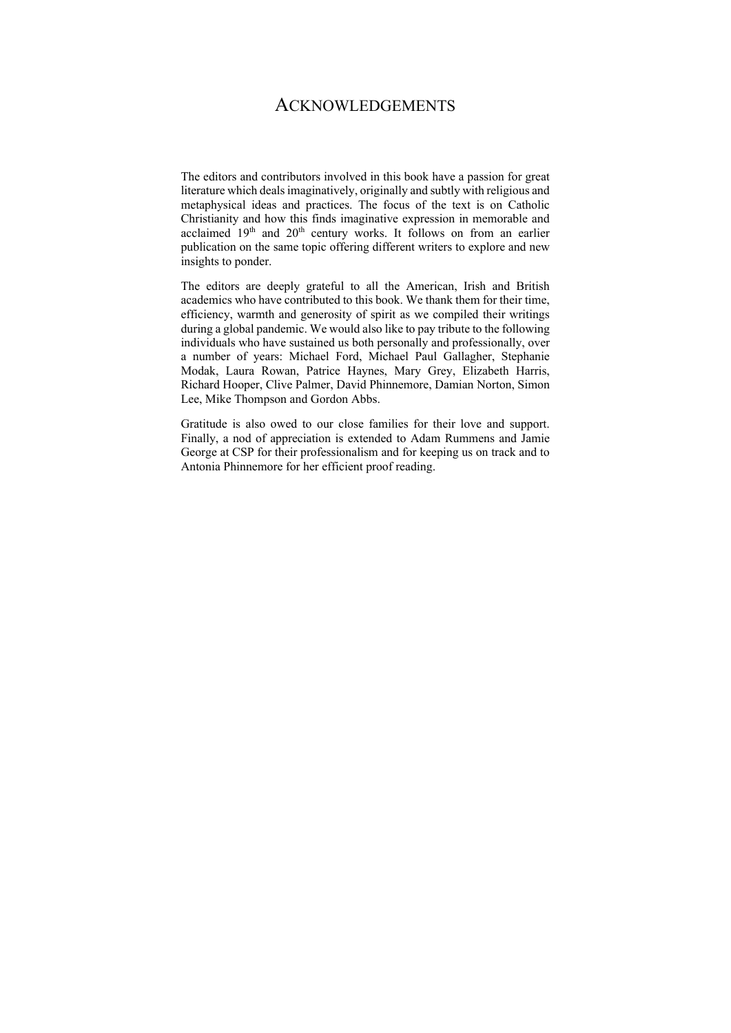# Acknowledgements

The editors and contributors involved in this book have a passion for great literature which deals imaginatively, originally and subtly with religious and metaphysical ideas and practices. The focus of the text is on Catholic Christianity and how this finds imaginative expression in memorable and acclaimed 19th and 20th century works. It follows on from an earlier publication on the same topic offering different writers to explore and new insights to ponder.

The editors are deeply grateful to all the American, Irish and British academics who have contributed to this book. We thank them for their time, efficiency, warmth and generosity of spirit as we compiled their writings during a global pandemic. We would also like to pay tribute to the following individuals who have sustained us both personally and professionally, over a number of years: Michael Ford, Michael Paul Gallagher, Stephanie Modak, Laura Rowan, Patrice Haynes, Mary Grey, Elizabeth Harris, Richard Hooper, Clive Palmer, David Phinnemore, Damian Norton, Simon Lee, Mike Thompson and Gordon Abbs.

Gratitude is also owed to our close families for their love and support. Finally, a nod of appreciation is extended to Adam Rummens and Jamie George at CSP for their professionalism and for keeping us on track and to Antonia Phinnemore for her efficient proof reading.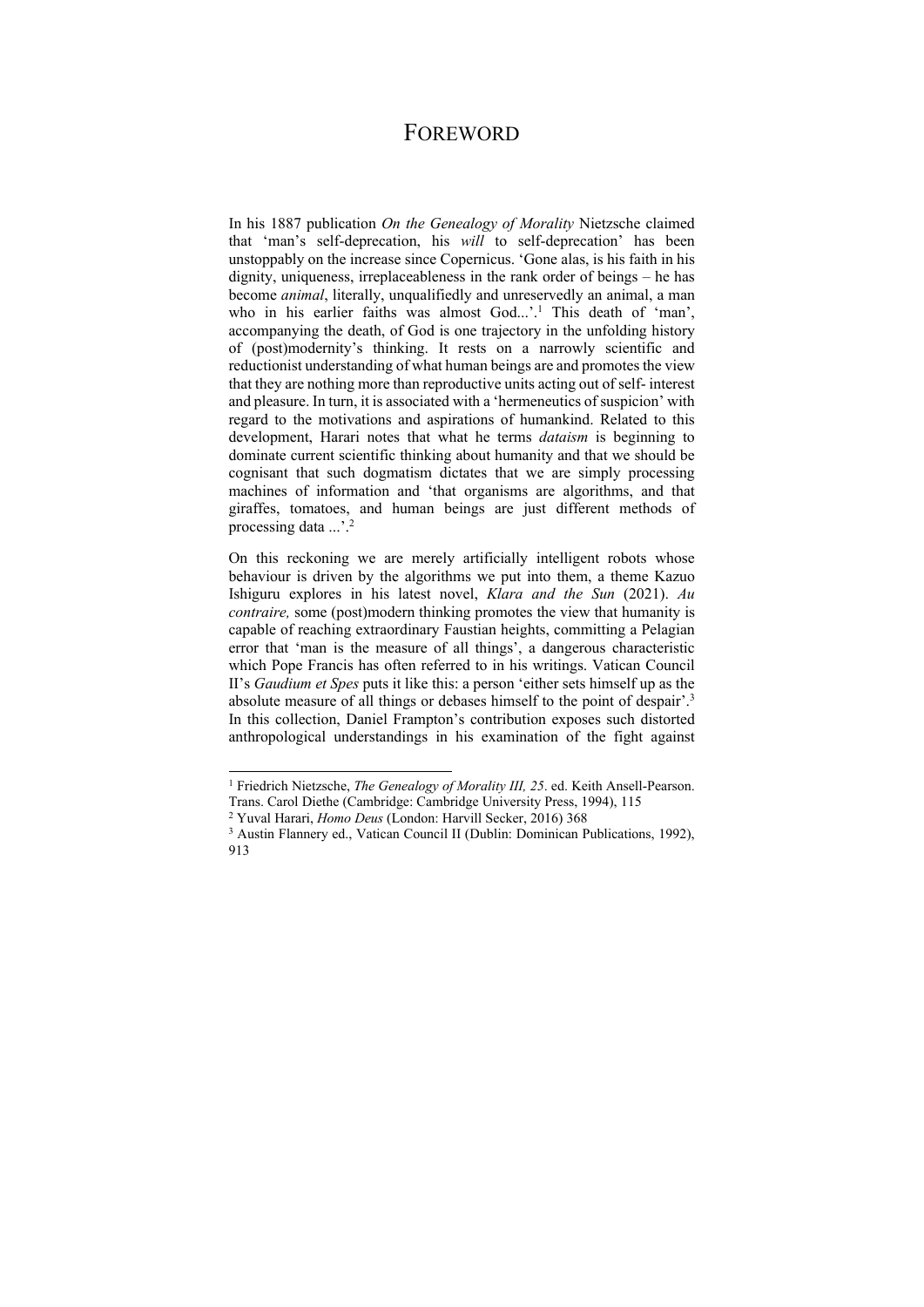# FOREWORD

In his 1887 publication *On the Genealogy of Morality* Nietzsche claimed that 'man's self-deprecation, his *will* to self-deprecation' has been unstoppably on the increase since Copernicus. 'Gone alas, is his faith in his dignity, uniqueness, irreplaceableness in the rank order of beings – he has become *animal*, literally, unqualifiedly and unreservedly an animal, a man who in his earlier faiths was almost God...'.[1] This death of 'man', accompanying the death, of God is one trajectory in the unfolding history of (post)modernity's thinking. It rests on a narrowly scientific and reductionist understanding of what human beings are and promotes the view that they are nothing more than reproductive units acting out of self- interest and pleasure. In turn, it is associated with a 'hermeneutics of suspicion' with regard to the motivations and aspirations of humankind. Related to this development, Harari notes that what he terms *dataism* is beginning to dominate current scientific thinking about humanity and that we should be cognisant that such dogmatism dictates that we are simply processing machines of information and 'that organisms are algorithms, and that giraffes, tomatoes, and human beings are just different methods of processing data ...'.[2]

On this reckoning we are merely artificially intelligent robots whose behaviour is driven by the algorithms we put into them, a theme Kazuo Ishiguru explores in his latest novel, *Klara and the Sun* (2021). *Au contraire,* some (post)modern thinking promotes the view that humanity is capable of reaching extraordinary Faustian heights, committing a Pelagian error that 'man is the measure of all things', a dangerous characteristic which Pope Francis has often referred to in his writings. Vatican Council II's *Gaudium et Spes* puts it like this: a person 'either sets himself up as the absolute measure of all things or debases himself to the point of despair'.[3] In this collection, Daniel Frampton's contribution exposes such distorted anthropological understandings in his examination of the fight against

---

[1] Friedrich Nietzsche, *The Genealogy of Morality III, 25*. ed. Keith Ansell-Pearson. Trans. Carol Diethe (Cambridge: Cambridge University Press, 1994), 115

[2] Yuval Harari, *Homo Deus* (London: Harvill Secker, 2016) 368

[3] Austin Flannery ed., Vatican Council II (Dublin: Dominican Publications, 1992), 913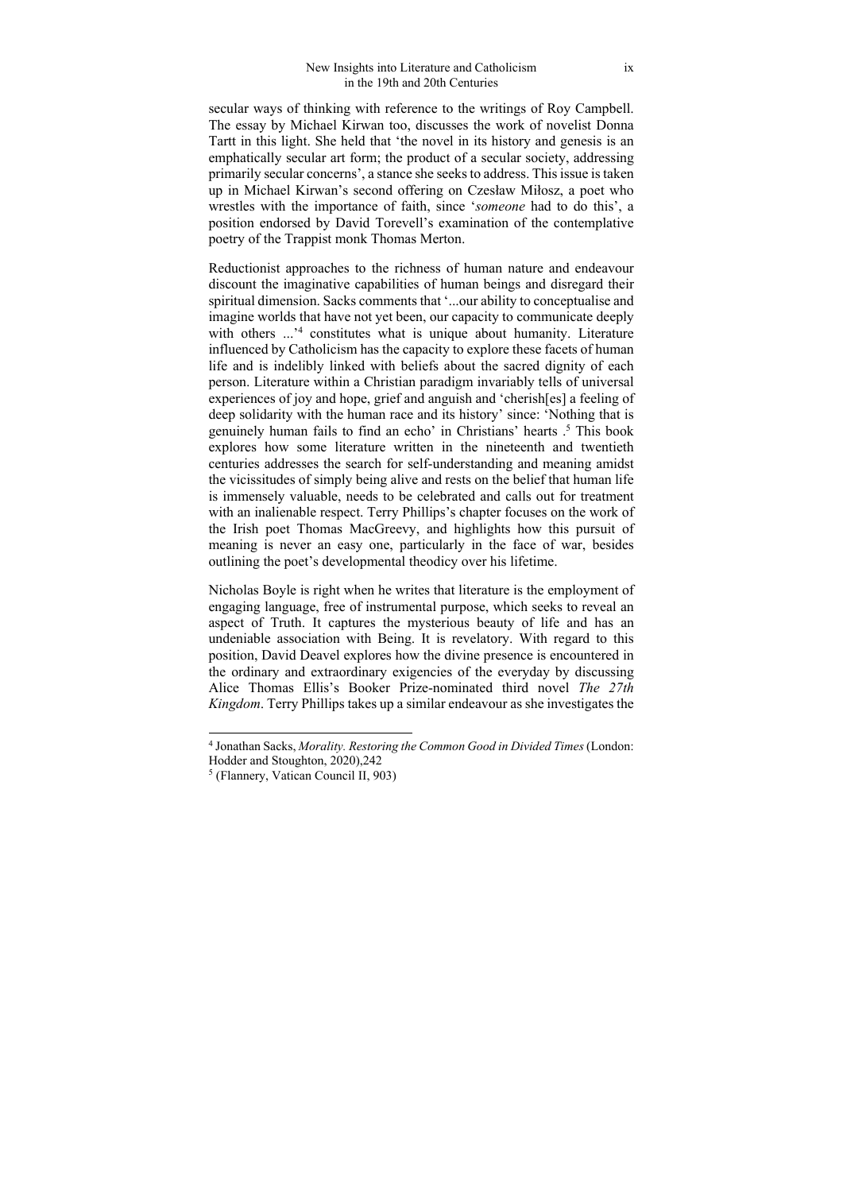secular ways of thinking with reference to the writings of Roy Campbell. The essay by Michael Kirwan too, discusses the work of novelist Donna Tartt in this light. She held that 'the novel in its history and genesis is an emphatically secular art form; the product of a secular society, addressing primarily secular concerns', a stance she seeks to address. This issue is taken up in Michael Kirwan's second offering on Czesław Miłosz, a poet who wrestles with the importance of faith, since '*someone* had to do this', a position endorsed by David Torevell's examination of the contemplative poetry of the Trappist monk Thomas Merton.

Reductionist approaches to the richness of human nature and endeavour discount the imaginative capabilities of human beings and disregard their spiritual dimension. Sacks comments that '...our ability to conceptualise and imagine worlds that have not yet been, our capacity to communicate deeply with others ...'[4] constitutes what is unique about humanity. Literature influenced by Catholicism has the capacity to explore these facets of human life and is indelibly linked with beliefs about the sacred dignity of each person. Literature within a Christian paradigm invariably tells of universal experiences of joy and hope, grief and anguish and 'cherish[es] a feeling of deep solidarity with the human race and its history' since: 'Nothing that is genuinely human fails to find an echo' in Christians' hearts .[5] This book explores how some literature written in the nineteenth and twentieth centuries addresses the search for self-understanding and meaning amidst the vicissitudes of simply being alive and rests on the belief that human life is immensely valuable, needs to be celebrated and calls out for treatment with an inalienable respect. Terry Phillips's chapter focuses on the work of the Irish poet Thomas MacGreevy, and highlights how this pursuit of meaning is never an easy one, particularly in the face of war, besides outlining the poet's developmental theodicy over his lifetime.

Nicholas Boyle is right when he writes that literature is the employment of engaging language, free of instrumental purpose, which seeks to reveal an aspect of Truth. It captures the mysterious beauty of life and has an undeniable association with Being. It is revelatory. With regard to this position, David Deavel explores how the divine presence is encountered in the ordinary and extraordinary exigencies of the everyday by discussing Alice Thomas Ellis's Booker Prize-nominated third novel *The 27th Kingdom*. Terry Phillips takes up a similar endeavour as she investigates the

---

[4] Jonathan Sacks, *Morality. Restoring the Common Good in Divided Times* (London: Hodder and Stoughton, 2020),242

[5] (Flannery, Vatican Council II, 903)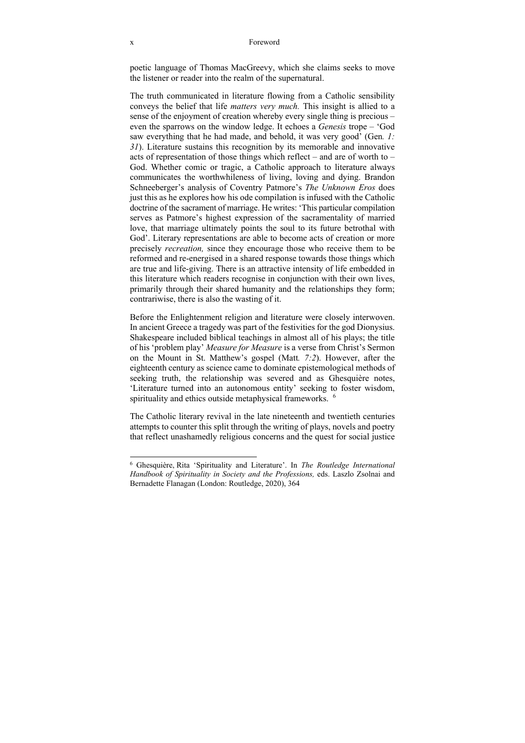poetic language of Thomas MacGreevy, which she claims seeks to move the listener or reader into the realm of the supernatural.

The truth communicated in literature flowing from a Catholic sensibility conveys the belief that life *matters very much.* This insight is allied to a sense of the enjoyment of creation whereby every single thing is precious – even the sparrows on the window ledge. It echoes a *Genesis* trope – 'God saw everything that he had made, and behold, it was very good' (Gen*. 1: 31*). Literature sustains this recognition by its memorable and innovative acts of representation of those things which reflect – and are of worth to – God. Whether comic or tragic, a Catholic approach to literature always communicates the worthwhileness of living, loving and dying. Brandon Schneeberger's analysis of Coventry Patmore's *The Unknown Eros* does just this as he explores how his ode compilation is infused with the Catholic doctrine of the sacrament of marriage. He writes: 'This particular compilation serves as Patmore's highest expression of the sacramentality of married love, that marriage ultimately points the soul to its future betrothal with God'. Literary representations are able to become acts of creation or more precisely *recreation,* since they encourage those who receive them to be reformed and re-energised in a shared response towards those things which are true and life-giving. There is an attractive intensity of life embedded in this literature which readers recognise in conjunction with their own lives, primarily through their shared humanity and the relationships they form; contrariwise, there is also the wasting of it.

Before the Enlightenment religion and literature were closely interwoven. In ancient Greece a tragedy was part of the festivities for the god Dionysius. Shakespeare included biblical teachings in almost all of his plays; the title of his 'problem play' *Measure for Measure* is a verse from Christ's Sermon on the Mount in St. Matthew's gospel (Matt*. 7:2*). However, after the eighteenth century as science came to dominate epistemological methods of seeking truth, the relationship was severed and as Ghesquière notes, 'Literature turned into an autonomous entity' seeking to foster wisdom, spirituality and ethics outside metaphysical frameworks. [6]

The Catholic literary revival in the late nineteenth and twentieth centuries attempts to counter this split through the writing of plays, novels and poetry that reflect unashamedly religious concerns and the quest for social justice

---

[6] Ghesquière, Rita 'Spirituality and Literature'. In *The Routledge International Handbook of Spirituality in Society and the Professions,* eds. Laszlo Zsolnai and Bernadette Flanagan (London: Routledge, 2020), 364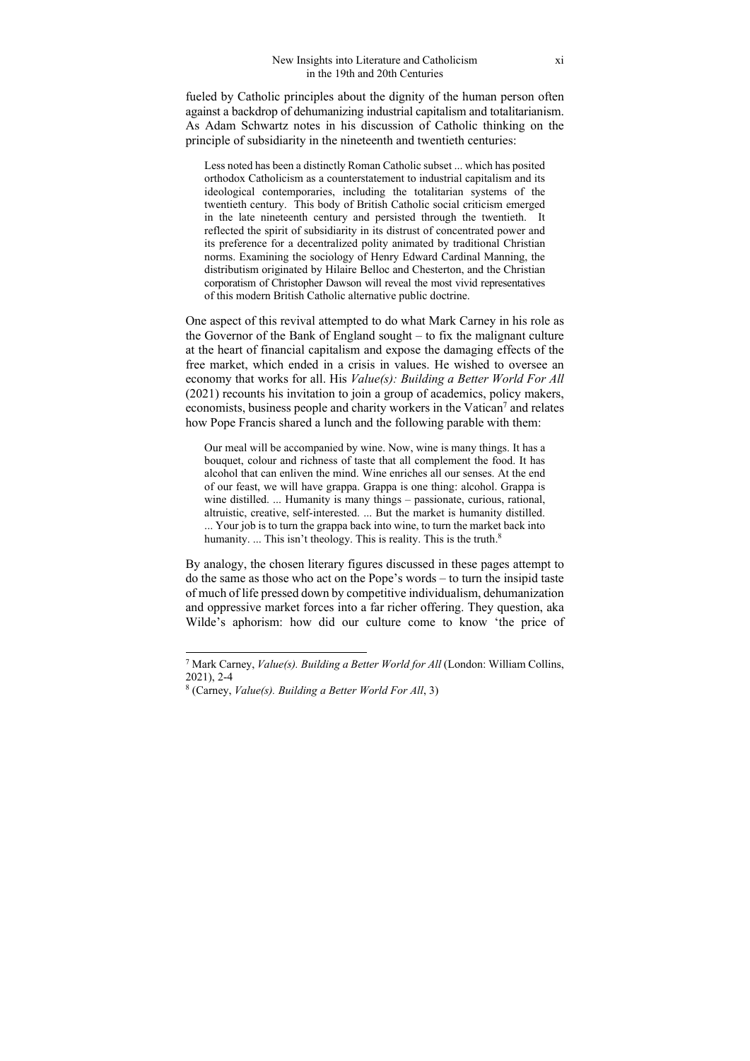fueled by Catholic principles about the dignity of the human person often against a backdrop of dehumanizing industrial capitalism and totalitarianism. As Adam Schwartz notes in his discussion of Catholic thinking on the principle of subsidiarity in the nineteenth and twentieth centuries:

> Less noted has been a distinctly Roman Catholic subset ... which has posited orthodox Catholicism as a counterstatement to industrial capitalism and its ideological contemporaries, including the totalitarian systems of the twentieth century. This body of British Catholic social criticism emerged in the late nineteenth century and persisted through the twentieth. It reflected the spirit of subsidiarity in its distrust of concentrated power and its preference for a decentralized polity animated by traditional Christian norms. Examining the sociology of Henry Edward Cardinal Manning, the distributism originated by Hilaire Belloc and Chesterton, and the Christian corporatism of Christopher Dawson will reveal the most vivid representatives of this modern British Catholic alternative public doctrine.

One aspect of this revival attempted to do what Mark Carney in his role as the Governor of the Bank of England sought – to fix the malignant culture at the heart of financial capitalism and expose the damaging effects of the free market, which ended in a crisis in values. He wished to oversee an economy that works for all. His *Value(s): Building a Better World For All* (2021) recounts his invitation to join a group of academics, policy makers, economists, business people and charity workers in the Vatican[7] and relates how Pope Francis shared a lunch and the following parable with them:

> Our meal will be accompanied by wine. Now, wine is many things. It has a bouquet, colour and richness of taste that all complement the food. It has alcohol that can enliven the mind. Wine enriches all our senses. At the end of our feast, we will have grappa. Grappa is one thing: alcohol. Grappa is wine distilled. ... Humanity is many things – passionate, curious, rational, altruistic, creative, self-interested. ... But the market is humanity distilled. ... Your job is to turn the grappa back into wine, to turn the market back into humanity. ... This isn't theology. This is reality. This is the truth.[8]

By analogy, the chosen literary figures discussed in these pages attempt to do the same as those who act on the Pope's words – to turn the insipid taste of much of life pressed down by competitive individualism, dehumanization and oppressive market forces into a far richer offering. They question, aka Wilde's aphorism: how did our culture come to know 'the price of

---

[7] Mark Carney, *Value(s). Building a Better World for All* (London: William Collins, 2021), 2-4

[8] (Carney, *Value(s). Building a Better World For All*, 3)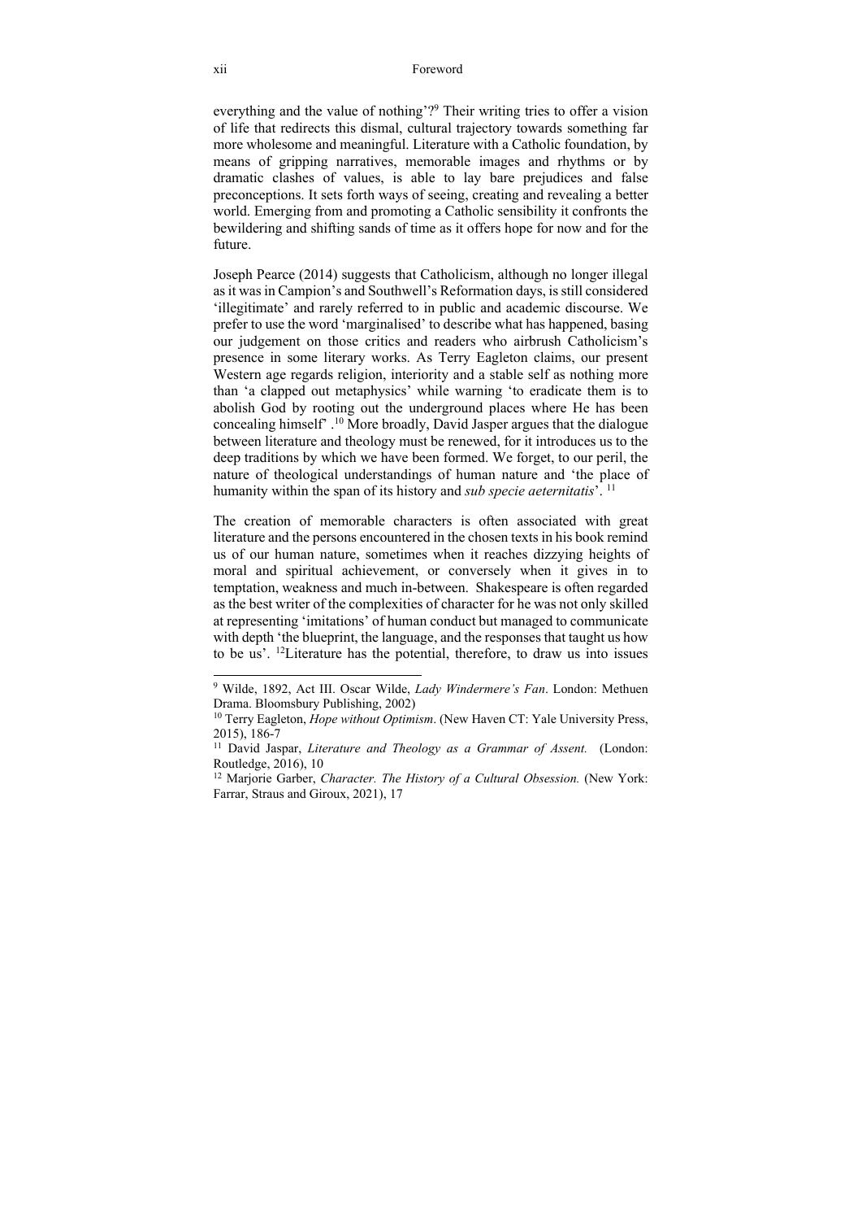everything and the value of nothing'?[9] Their writing tries to offer a vision of life that redirects this dismal, cultural trajectory towards something far more wholesome and meaningful. Literature with a Catholic foundation, by means of gripping narratives, memorable images and rhythms or by dramatic clashes of values, is able to lay bare prejudices and false preconceptions. It sets forth ways of seeing, creating and revealing a better world. Emerging from and promoting a Catholic sensibility it confronts the bewildering and shifting sands of time as it offers hope for now and for the future.

Joseph Pearce (2014) suggests that Catholicism, although no longer illegal as it was in Campion's and Southwell's Reformation days, is still considered 'illegitimate' and rarely referred to in public and academic discourse. We prefer to use the word 'marginalised' to describe what has happened, basing our judgement on those critics and readers who airbrush Catholicism's presence in some literary works. As Terry Eagleton claims, our present Western age regards religion, interiority and a stable self as nothing more than 'a clapped out metaphysics' while warning 'to eradicate them is to abolish God by rooting out the underground places where He has been concealing himself' .[10] More broadly, David Jasper argues that the dialogue between literature and theology must be renewed, for it introduces us to the deep traditions by which we have been formed. We forget, to our peril, the nature of theological understandings of human nature and 'the place of humanity within the span of its history and *sub specie aeternitatis*'. [11]

The creation of memorable characters is often associated with great literature and the persons encountered in the chosen texts in his book remind us of our human nature, sometimes when it reaches dizzying heights of moral and spiritual achievement, or conversely when it gives in to temptation, weakness and much in-between. Shakespeare is often regarded as the best writer of the complexities of character for he was not only skilled at representing 'imitations' of human conduct but managed to communicate with depth 'the blueprint, the language, and the responses that taught us how to be us'. [12]Literature has the potential, therefore, to draw us into issues

---

[9] Wilde, 1892, Act III. Oscar Wilde, *Lady Windermere's Fan*. London: Methuen Drama. Bloomsbury Publishing, 2002)

[10] Terry Eagleton, *Hope without Optimism*. (New Haven CT: Yale University Press, 2015), 186-7

[11] David Jaspar, *Literature and Theology as a Grammar of Assent.* (London: Routledge, 2016), 10

[12] Marjorie Garber, *Character. The History of a Cultural Obsession.* (New York: Farrar, Straus and Giroux, 2021), 17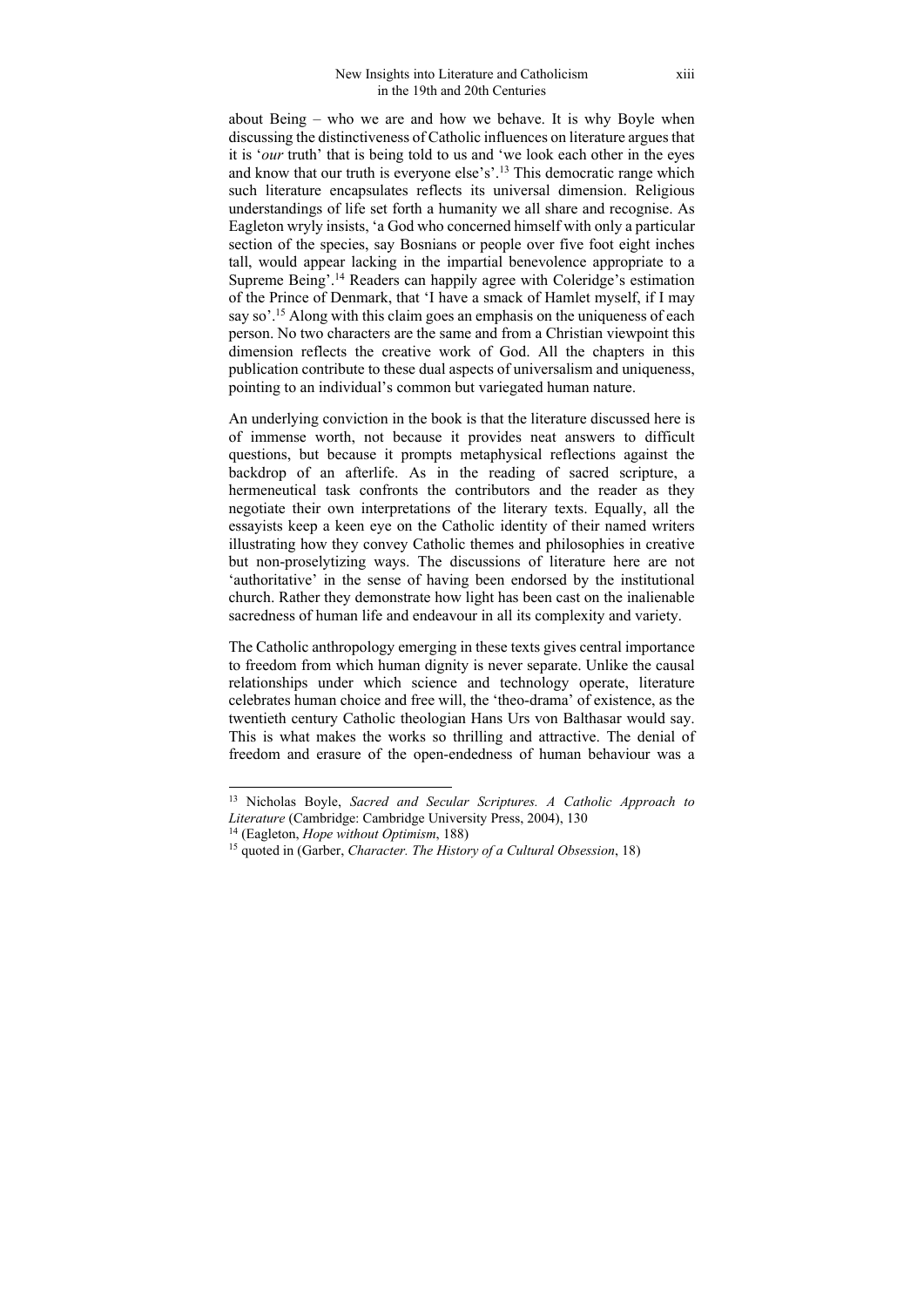about Being – who we are and how we behave. It is why Boyle when discussing the distinctiveness of Catholic influences on literature argues that it is '*our* truth' that is being told to us and 'we look each other in the eyes and know that our truth is everyone else's'.[13] This democratic range which such literature encapsulates reflects its universal dimension. Religious understandings of life set forth a humanity we all share and recognise. As Eagleton wryly insists, 'a God who concerned himself with only a particular section of the species, say Bosnians or people over five foot eight inches tall, would appear lacking in the impartial benevolence appropriate to a Supreme Being'.[14] Readers can happily agree with Coleridge's estimation of the Prince of Denmark, that 'I have a smack of Hamlet myself, if I may say so'.[15] Along with this claim goes an emphasis on the uniqueness of each person. No two characters are the same and from a Christian viewpoint this dimension reflects the creative work of God. All the chapters in this publication contribute to these dual aspects of universalism and uniqueness, pointing to an individual's common but variegated human nature.

An underlying conviction in the book is that the literature discussed here is of immense worth, not because it provides neat answers to difficult questions, but because it prompts metaphysical reflections against the backdrop of an afterlife. As in the reading of sacred scripture, a hermeneutical task confronts the contributors and the reader as they negotiate their own interpretations of the literary texts. Equally, all the essayists keep a keen eye on the Catholic identity of their named writers illustrating how they convey Catholic themes and philosophies in creative but non-proselytizing ways. The discussions of literature here are not 'authoritative' in the sense of having been endorsed by the institutional church. Rather they demonstrate how light has been cast on the inalienable sacredness of human life and endeavour in all its complexity and variety.

The Catholic anthropology emerging in these texts gives central importance to freedom from which human dignity is never separate. Unlike the causal relationships under which science and technology operate, literature celebrates human choice and free will, the 'theo-drama' of existence, as the twentieth century Catholic theologian Hans Urs von Balthasar would say. This is what makes the works so thrilling and attractive. The denial of freedom and erasure of the open-endedness of human behaviour was a

---

[13] Nicholas Boyle, *Sacred and Secular Scriptures. A Catholic Approach to Literature* (Cambridge: Cambridge University Press, 2004), 130

[14] (Eagleton, *Hope without Optimism*, 188)

[15] quoted in (Garber, *Character. The History of a Cultural Obsession*, 18)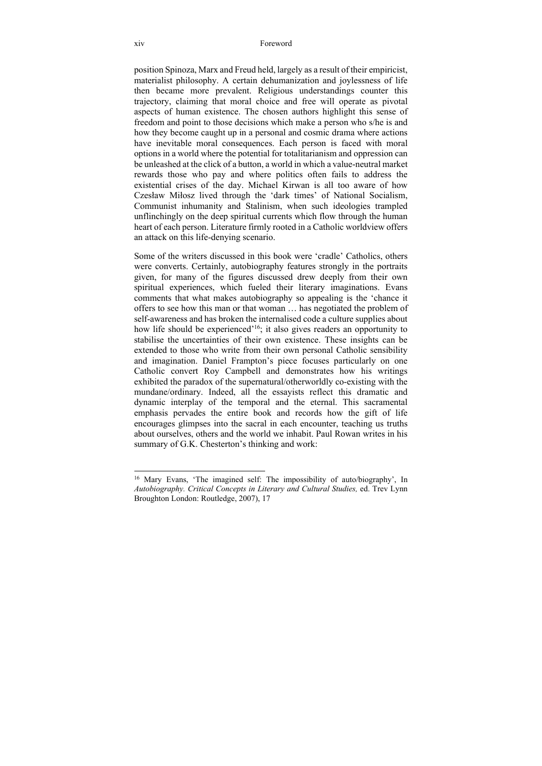position Spinoza, Marx and Freud held, largely as a result of their empiricist, materialist philosophy. A certain dehumanization and joylessness of life then became more prevalent. Religious understandings counter this trajectory, claiming that moral choice and free will operate as pivotal aspects of human existence. The chosen authors highlight this sense of freedom and point to those decisions which make a person who s/he is and how they become caught up in a personal and cosmic drama where actions have inevitable moral consequences. Each person is faced with moral options in a world where the potential for totalitarianism and oppression can be unleashed at the click of a button, a world in which a value-neutral market rewards those who pay and where politics often fails to address the existential crises of the day. Michael Kirwan is all too aware of how Czesław Miłosz lived through the 'dark times' of National Socialism, Communist inhumanity and Stalinism, when such ideologies trampled unflinchingly on the deep spiritual currents which flow through the human heart of each person. Literature firmly rooted in a Catholic worldview offers an attack on this life-denying scenario.

Some of the writers discussed in this book were 'cradle' Catholics, others were converts. Certainly, autobiography features strongly in the portraits given, for many of the figures discussed drew deeply from their own spiritual experiences, which fueled their literary imaginations. Evans comments that what makes autobiography so appealing is the 'chance it offers to see how this man or that woman … has negotiated the problem of self-awareness and has broken the internalised code a culture supplies about how life should be experienced'[16]; it also gives readers an opportunity to stabilise the uncertainties of their own existence. These insights can be extended to those who write from their own personal Catholic sensibility and imagination. Daniel Frampton's piece focuses particularly on one Catholic convert Roy Campbell and demonstrates how his writings exhibited the paradox of the supernatural/otherworldly co-existing with the mundane/ordinary. Indeed, all the essayists reflect this dramatic and dynamic interplay of the temporal and the eternal. This sacramental emphasis pervades the entire book and records how the gift of life encourages glimpses into the sacral in each encounter, teaching us truths about ourselves, others and the world we inhabit. Paul Rowan writes in his summary of G.K. Chesterton's thinking and work:

---

[16] Mary Evans, 'The imagined self: The impossibility of auto/biography', In *Autobiography. Critical Concepts in Literary and Cultural Studies,* ed. Trev Lynn Broughton London: Routledge, 2007), 17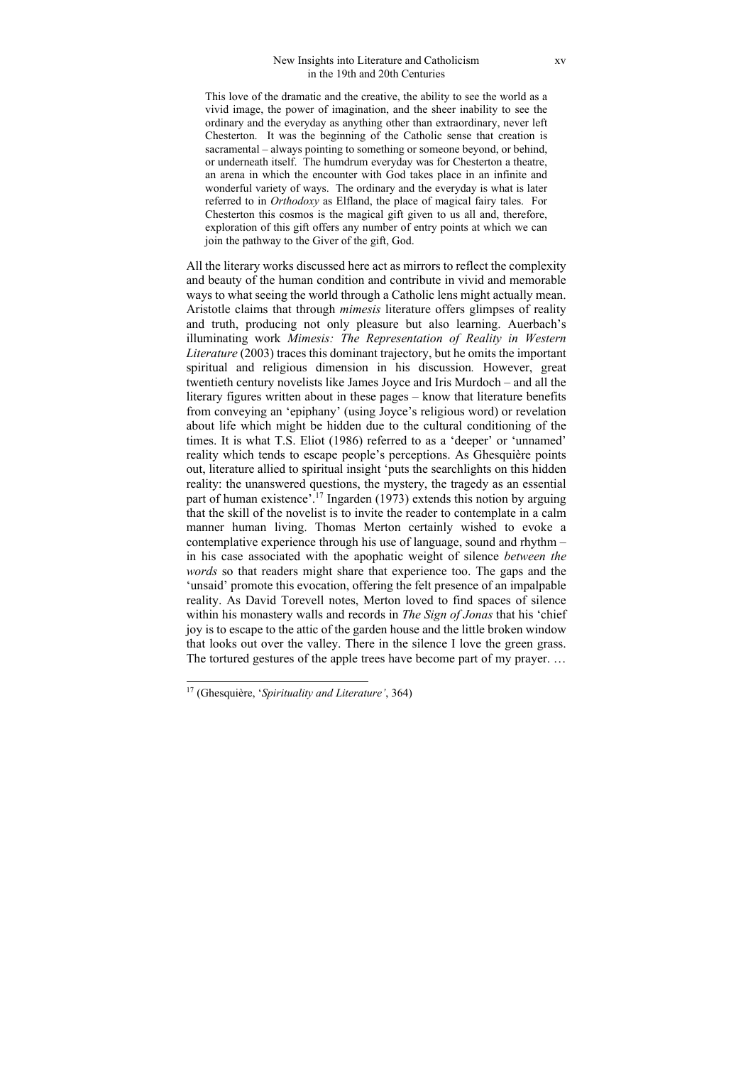> This love of the dramatic and the creative, the ability to see the world as a vivid image, the power of imagination, and the sheer inability to see the ordinary and the everyday as anything other than extraordinary, never left Chesterton. It was the beginning of the Catholic sense that creation is sacramental – always pointing to something or someone beyond, or behind, or underneath itself. The humdrum everyday was for Chesterton a theatre, an arena in which the encounter with God takes place in an infinite and wonderful variety of ways. The ordinary and the everyday is what is later referred to in *Orthodoxy* as Elfland, the place of magical fairy tales. For Chesterton this cosmos is the magical gift given to us all and, therefore, exploration of this gift offers any number of entry points at which we can join the pathway to the Giver of the gift, God.

All the literary works discussed here act as mirrors to reflect the complexity and beauty of the human condition and contribute in vivid and memorable ways to what seeing the world through a Catholic lens might actually mean. Aristotle claims that through *mimesis* literature offers glimpses of reality and truth, producing not only pleasure but also learning. Auerbach's illuminating work *Mimesis: The Representation of Reality in Western Literature* (2003) traces this dominant trajectory, but he omits the important spiritual and religious dimension in his discussion. However, great twentieth century novelists like James Joyce and Iris Murdoch – and all the literary figures written about in these pages – know that literature benefits from conveying an 'epiphany' (using Joyce's religious word) or revelation about life which might be hidden due to the cultural conditioning of the times. It is what T.S. Eliot (1986) referred to as a 'deeper' or 'unnamed' reality which tends to escape people's perceptions. As Ghesquière points out, literature allied to spiritual insight 'puts the searchlights on this hidden reality: the unanswered questions, the mystery, the tragedy as an essential part of human existence'.[17] Ingarden (1973) extends this notion by arguing that the skill of the novelist is to invite the reader to contemplate in a calm manner human living. Thomas Merton certainly wished to evoke a contemplative experience through his use of language, sound and rhythm – in his case associated with the apophatic weight of silence *between the words* so that readers might share that experience too. The gaps and the 'unsaid' promote this evocation, offering the felt presence of an impalpable reality. As David Torevell notes, Merton loved to find spaces of silence within his monastery walls and records in *The Sign of Jonas* that his 'chief joy is to escape to the attic of the garden house and the little broken window that looks out over the valley. There in the silence I love the green grass. The tortured gestures of the apple trees have become part of my prayer. …

[17] (Ghesquière, '*Spirituality and Literature'*, 364)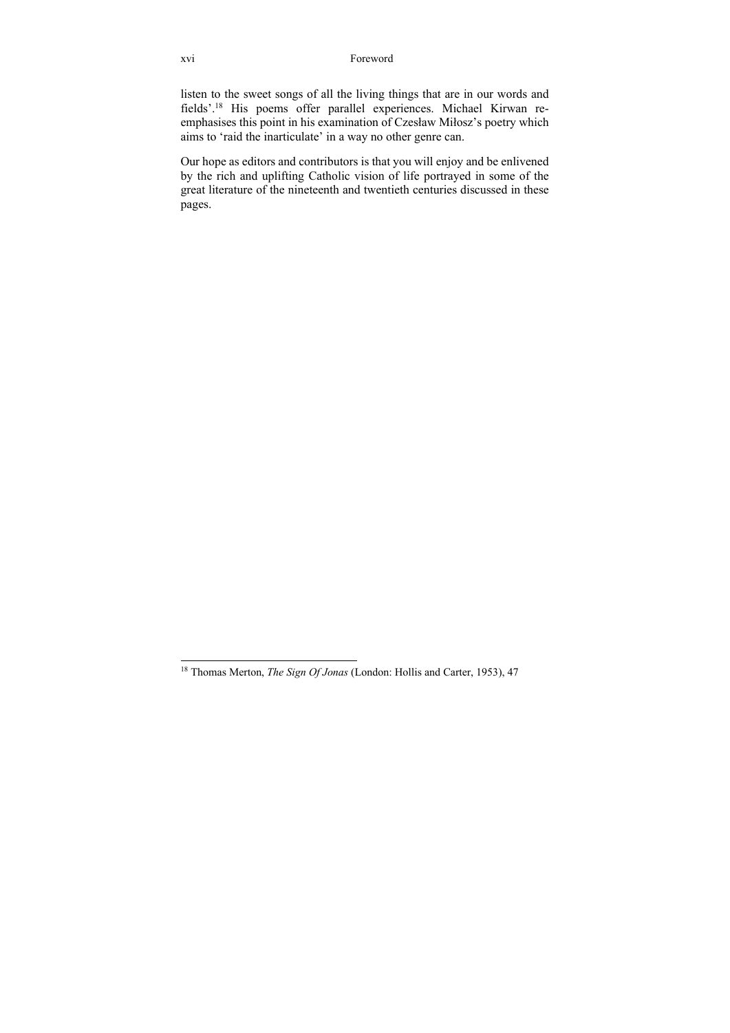listen to the sweet songs of all the living things that are in our words and fields'.[18] His poems offer parallel experiences. Michael Kirwan re-emphasises this point in his examination of Czesław Miłosz's poetry which aims to 'raid the inarticulate' in a way no other genre can.

Our hope as editors and contributors is that you will enjoy and be enlivened by the rich and uplifting Catholic vision of life portrayed in some of the great literature of the nineteenth and twentieth centuries discussed in these pages.

---

[18] Thomas Merton, *The Sign Of Jonas* (London: Hollis and Carter, 1953), 47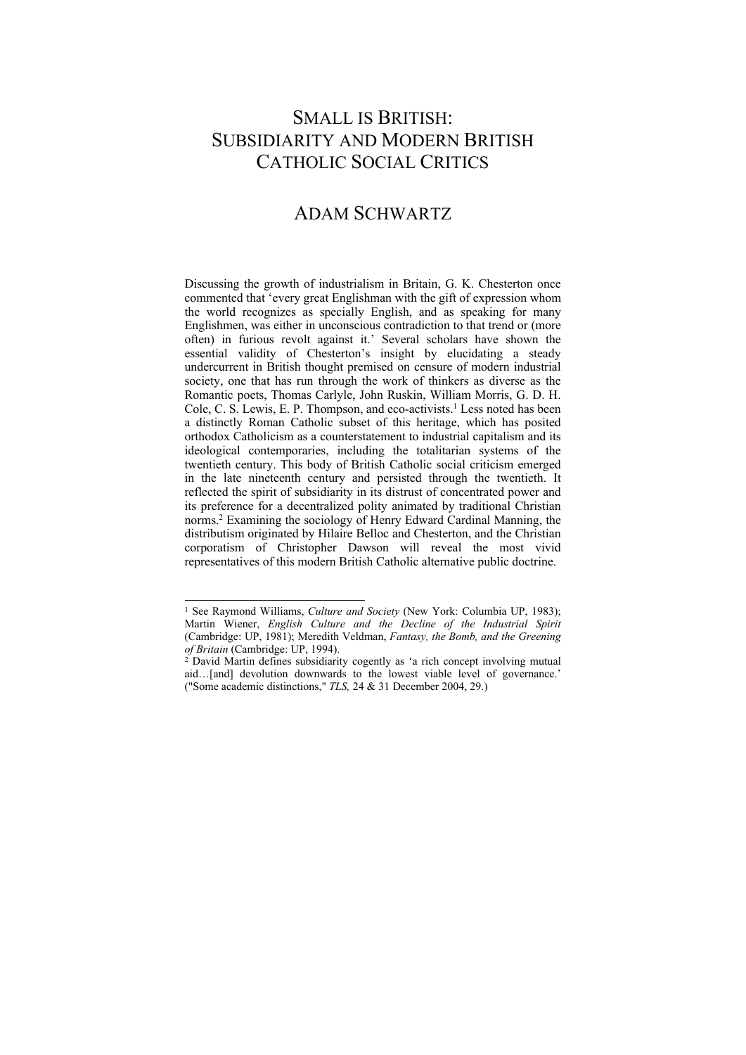# SMALL IS BRITISH: SUBSIDIARITY AND MODERN BRITISH CATHOLIC SOCIAL CRITICS

## ADAM SCHWARTZ

Discussing the growth of industrialism in Britain, G. K. Chesterton once commented that 'every great Englishman with the gift of expression whom the world recognizes as specially English, and as speaking for many Englishmen, was either in unconscious contradiction to that trend or (more often) in furious revolt against it.' Several scholars have shown the essential validity of Chesterton's insight by elucidating a steady undercurrent in British thought premised on censure of modern industrial society, one that has run through the work of thinkers as diverse as the Romantic poets, Thomas Carlyle, John Ruskin, William Morris, G. D. H. Cole, C. S. Lewis, E. P. Thompson, and eco-activists.[1] Less noted has been a distinctly Roman Catholic subset of this heritage, which has posited orthodox Catholicism as a counterstatement to industrial capitalism and its ideological contemporaries, including the totalitarian systems of the twentieth century. This body of British Catholic social criticism emerged in the late nineteenth century and persisted through the twentieth. It reflected the spirit of subsidiarity in its distrust of concentrated power and its preference for a decentralized polity animated by traditional Christian norms.[2] Examining the sociology of Henry Edward Cardinal Manning, the distributism originated by Hilaire Belloc and Chesterton, and the Christian corporatism of Christopher Dawson will reveal the most vivid representatives of this modern British Catholic alternative public doctrine.

---

[1] See Raymond Williams, *Culture and Society* (New York: Columbia UP, 1983); Martin Wiener, *English Culture and the Decline of the Industrial Spirit* (Cambridge: UP, 1981); Meredith Veldman, *Fantasy, the Bomb, and the Greening of Britain* (Cambridge: UP, 1994).

[2] David Martin defines subsidiarity cogently as 'a rich concept involving mutual aid…[and] devolution downwards to the lowest viable level of governance.' ("Some academic distinctions," *TLS,* 24 & 31 December 2004, 29.)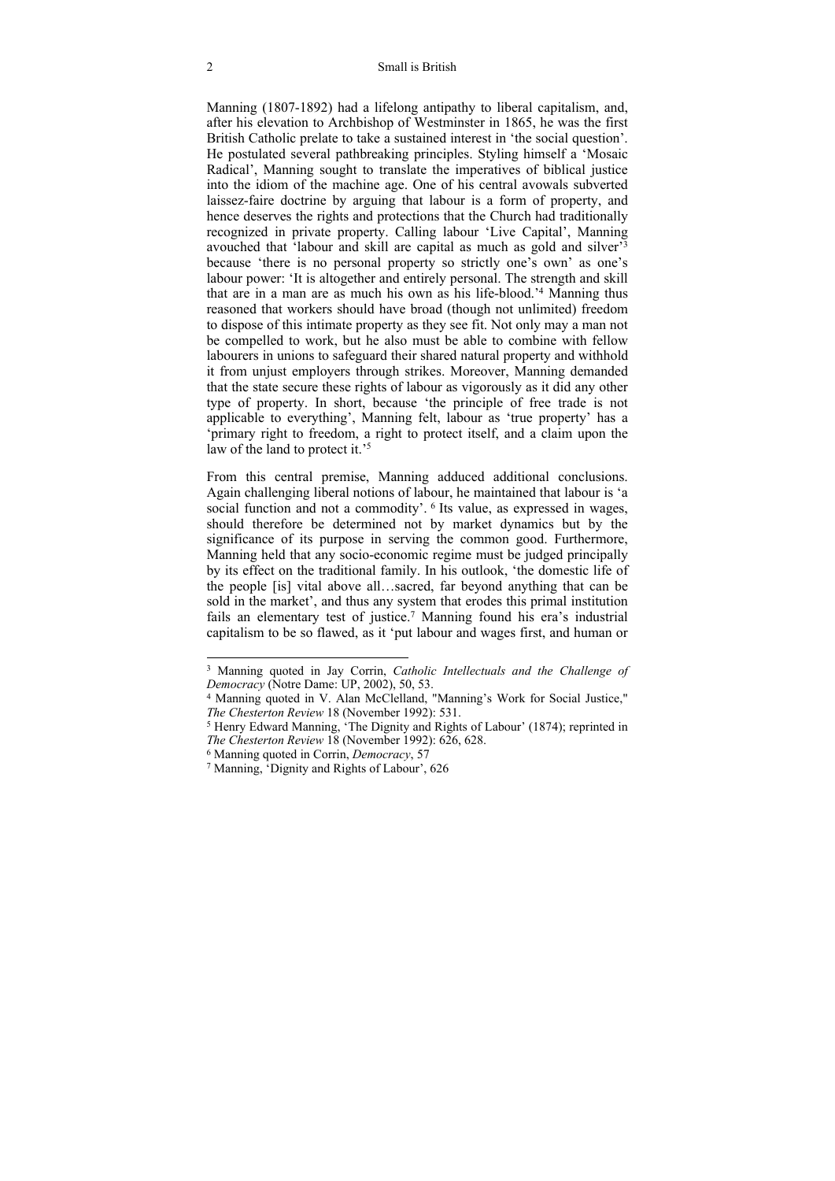Manning (1807-1892) had a lifelong antipathy to liberal capitalism, and, after his elevation to Archbishop of Westminster in 1865, he was the first British Catholic prelate to take a sustained interest in 'the social question'. He postulated several pathbreaking principles. Styling himself a 'Mosaic Radical', Manning sought to translate the imperatives of biblical justice into the idiom of the machine age. One of his central avowals subverted laissez-faire doctrine by arguing that labour is a form of property, and hence deserves the rights and protections that the Church had traditionally recognized in private property. Calling labour 'Live Capital', Manning avouched that 'labour and skill are capital as much as gold and silver'[3] because 'there is no personal property so strictly one's own' as one's labour power: 'It is altogether and entirely personal. The strength and skill that are in a man are as much his own as his life-blood.'[4] Manning thus reasoned that workers should have broad (though not unlimited) freedom to dispose of this intimate property as they see fit. Not only may a man not be compelled to work, but he also must be able to combine with fellow labourers in unions to safeguard their shared natural property and withhold it from unjust employers through strikes. Moreover, Manning demanded that the state secure these rights of labour as vigorously as it did any other type of property. In short, because 'the principle of free trade is not applicable to everything', Manning felt, labour as 'true property' has a 'primary right to freedom, a right to protect itself, and a claim upon the law of the land to protect it.'[5]

From this central premise, Manning adduced additional conclusions. Again challenging liberal notions of labour, he maintained that labour is 'a social function and not a commodity'.[6] Its value, as expressed in wages, should therefore be determined not by market dynamics but by the significance of its purpose in serving the common good. Furthermore, Manning held that any socio-economic regime must be judged principally by its effect on the traditional family. In his outlook, 'the domestic life of the people [is] vital above all…sacred, far beyond anything that can be sold in the market', and thus any system that erodes this primal institution fails an elementary test of justice.[7] Manning found his era's industrial capitalism to be so flawed, as it 'put labour and wages first, and human or

---

[3] Manning quoted in Jay Corrin, *Catholic Intellectuals and the Challenge of Democracy* (Notre Dame: UP, 2002), 50, 53.

[4] Manning quoted in V. Alan McClelland, "Manning's Work for Social Justice," *The Chesterton Review* 18 (November 1992): 531.

[5] Henry Edward Manning, 'The Dignity and Rights of Labour' (1874); reprinted in *The Chesterton Review* 18 (November 1992): 626, 628.

[6] Manning quoted in Corrin, *Democracy*, 57

[7] Manning, 'Dignity and Rights of Labour', 626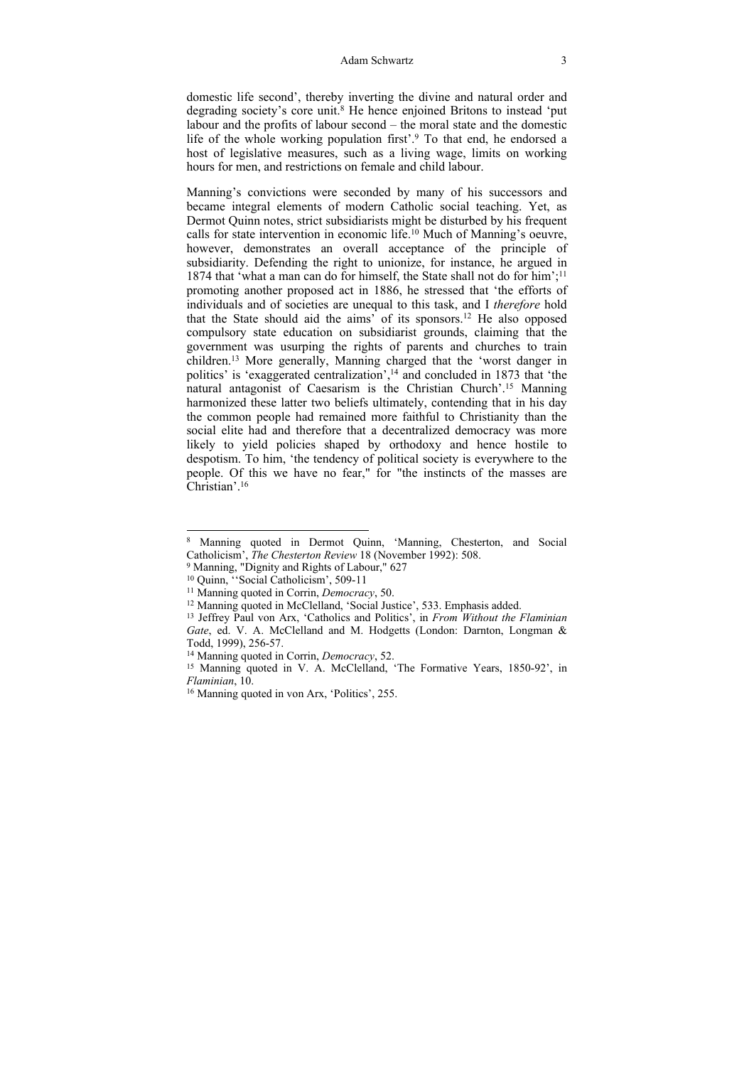domestic life second', thereby inverting the divine and natural order and degrading society's core unit.[8] He hence enjoined Britons to instead 'put labour and the profits of labour second – the moral state and the domestic life of the whole working population first'.[9] To that end, he endorsed a host of legislative measures, such as a living wage, limits on working hours for men, and restrictions on female and child labour.

Manning's convictions were seconded by many of his successors and became integral elements of modern Catholic social teaching. Yet, as Dermot Quinn notes, strict subsidiarists might be disturbed by his frequent calls for state intervention in economic life.[10] Much of Manning's oeuvre, however, demonstrates an overall acceptance of the principle of subsidiarity. Defending the right to unionize, for instance, he argued in 1874 that 'what a man can do for himself, the State shall not do for him';[11] promoting another proposed act in 1886, he stressed that 'the efforts of individuals and of societies are unequal to this task, and I *therefore* hold that the State should aid the aims' of its sponsors.[12] He also opposed compulsory state education on subsidiarist grounds, claiming that the government was usurping the rights of parents and churches to train children.[13] More generally, Manning charged that the 'worst danger in politics' is 'exaggerated centralization',[14] and concluded in 1873 that 'the natural antagonist of Caesarism is the Christian Church'.[15] Manning harmonized these latter two beliefs ultimately, contending that in his day the common people had remained more faithful to Christianity than the social elite had and therefore that a decentralized democracy was more likely to yield policies shaped by orthodoxy and hence hostile to despotism. To him, 'the tendency of political society is everywhere to the people. Of this we have no fear," for "the instincts of the masses are Christian'.[16]

---

[8] Manning quoted in Dermot Quinn, 'Manning, Chesterton, and Social Catholicism', *The Chesterton Review* 18 (November 1992): 508.

[9] Manning, "Dignity and Rights of Labour," 627

[10] Quinn, ''Social Catholicism', 509-11

[11] Manning quoted in Corrin, *Democracy*, 50.

[12] Manning quoted in McClelland, 'Social Justice', 533. Emphasis added.

[13] Jeffrey Paul von Arx, 'Catholics and Politics', in *From Without the Flaminian Gate*, ed. V. A. McClelland and M. Hodgetts (London: Darnton, Longman & Todd, 1999), 256-57.

[14] Manning quoted in Corrin, *Democracy*, 52.

[15] Manning quoted in V. A. McClelland, 'The Formative Years, 1850-92', in *Flaminian*, 10.

[16] Manning quoted in von Arx, 'Politics', 255.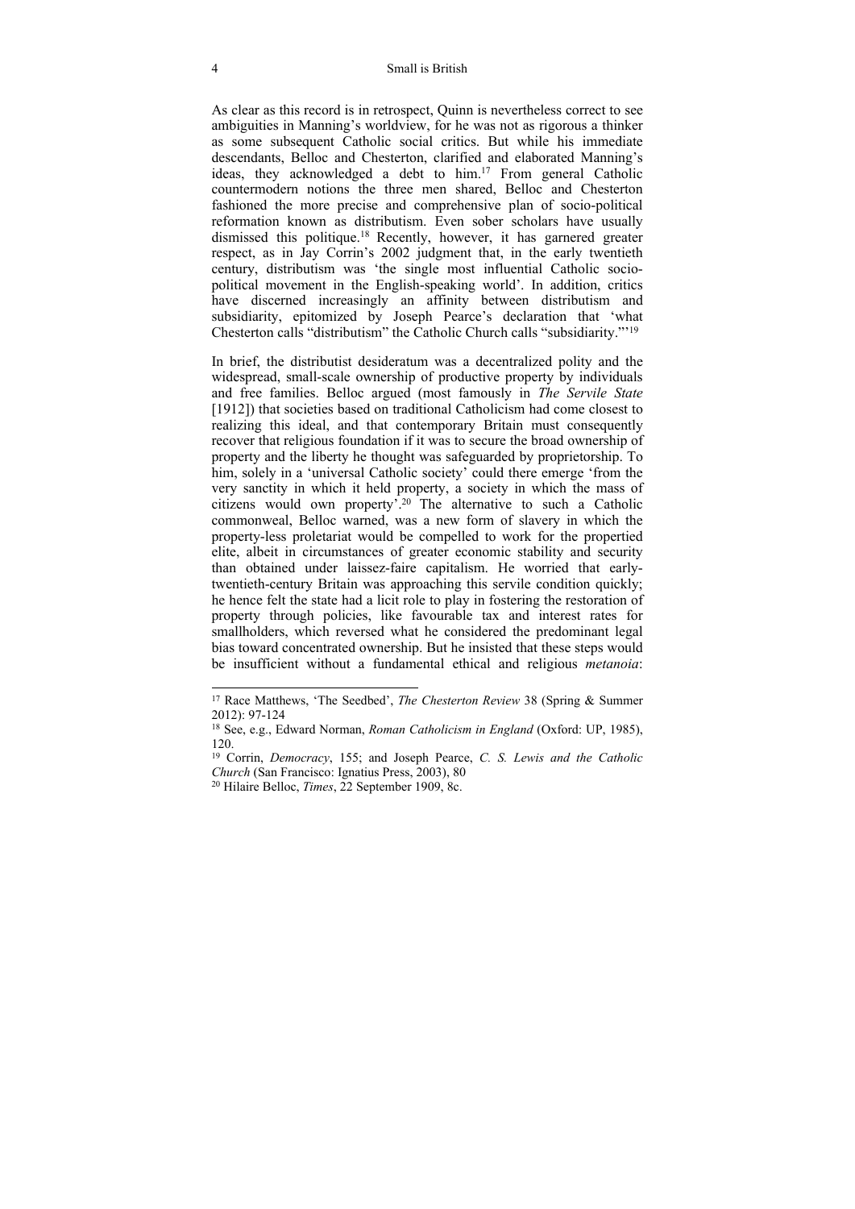As clear as this record is in retrospect, Quinn is nevertheless correct to see ambiguities in Manning's worldview, for he was not as rigorous a thinker as some subsequent Catholic social critics. But while his immediate descendants, Belloc and Chesterton, clarified and elaborated Manning's ideas, they acknowledged a debt to him.[17] From general Catholic countermodern notions the three men shared, Belloc and Chesterton fashioned the more precise and comprehensive plan of socio-political reformation known as distributism. Even sober scholars have usually dismissed this politique.[18] Recently, however, it has garnered greater respect, as in Jay Corrin's 2002 judgment that, in the early twentieth century, distributism was 'the single most influential Catholic socio-political movement in the English-speaking world'. In addition, critics have discerned increasingly an affinity between distributism and subsidiarity, epitomized by Joseph Pearce's declaration that 'what Chesterton calls "distributism" the Catholic Church calls "subsidiarity."'[19]

In brief, the distributist desideratum was a decentralized polity and the widespread, small-scale ownership of productive property by individuals and free families. Belloc argued (most famously in *The Servile State* [1912]) that societies based on traditional Catholicism had come closest to realizing this ideal, and that contemporary Britain must consequently recover that religious foundation if it was to secure the broad ownership of property and the liberty he thought was safeguarded by proprietorship. To him, solely in a 'universal Catholic society' could there emerge 'from the very sanctity in which it held property, a society in which the mass of citizens would own property'.[20] The alternative to such a Catholic commonweal, Belloc warned, was a new form of slavery in which the property-less proletariat would be compelled to work for the propertied elite, albeit in circumstances of greater economic stability and security than obtained under laissez-faire capitalism. He worried that early-twentieth-century Britain was approaching this servile condition quickly; he hence felt the state had a licit role to play in fostering the restoration of property through policies, like favourable tax and interest rates for smallholders, which reversed what he considered the predominant legal bias toward concentrated ownership. But he insisted that these steps would be insufficient without a fundamental ethical and religious *metanoia*:

---

[17] Race Matthews, 'The Seedbed', *The Chesterton Review* 38 (Spring & Summer 2012): 97-124

[18] See, e.g., Edward Norman, *Roman Catholicism in England* (Oxford: UP, 1985), 120.

[19] Corrin, *Democracy*, 155; and Joseph Pearce, *C. S. Lewis and the Catholic Church* (San Francisco: Ignatius Press, 2003), 80

[20] Hilaire Belloc, *Times*, 22 September 1909, 8c.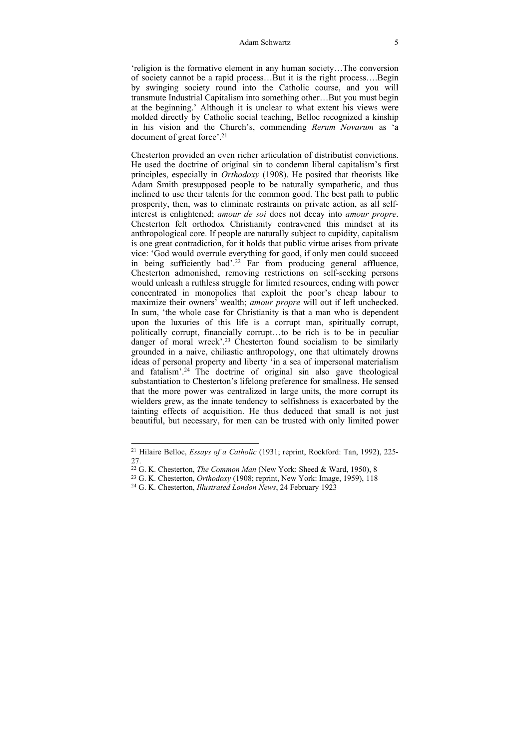'religion is the formative element in any human society…The conversion of society cannot be a rapid process…But it is the right process….Begin by swinging society round into the Catholic course, and you will transmute Industrial Capitalism into something other…But you must begin at the beginning.' Although it is unclear to what extent his views were molded directly by Catholic social teaching, Belloc recognized a kinship in his vision and the Church's, commending *Rerum Novarum* as 'a document of great force'.[21]

Chesterton provided an even richer articulation of distributist convictions. He used the doctrine of original sin to condemn liberal capitalism's first principles, especially in *Orthodoxy* (1908). He posited that theorists like Adam Smith presupposed people to be naturally sympathetic, and thus inclined to use their talents for the common good. The best path to public prosperity, then, was to eliminate restraints on private action, as all self-interest is enlightened; *amour de soi* does not decay into *amour propre*. Chesterton felt orthodox Christianity contravened this mindset at its anthropological core. If people are naturally subject to cupidity, capitalism is one great contradiction, for it holds that public virtue arises from private vice: 'God would overrule everything for good, if only men could succeed in being sufficiently bad'.[22] Far from producing general affluence, Chesterton admonished, removing restrictions on self-seeking persons would unleash a ruthless struggle for limited resources, ending with power concentrated in monopolies that exploit the poor's cheap labour to maximize their owners' wealth; *amour propre* will out if left unchecked. In sum, 'the whole case for Christianity is that a man who is dependent upon the luxuries of this life is a corrupt man, spiritually corrupt, politically corrupt, financially corrupt…to be rich is to be in peculiar danger of moral wreck'.[23] Chesterton found socialism to be similarly grounded in a naive, chiliastic anthropology, one that ultimately drowns ideas of personal property and liberty 'in a sea of impersonal materialism and fatalism'.[24] The doctrine of original sin also gave theological substantiation to Chesterton's lifelong preference for smallness. He sensed that the more power was centralized in large units, the more corrupt its wielders grew, as the innate tendency to selfishness is exacerbated by the tainting effects of acquisition. He thus deduced that small is not just beautiful, but necessary, for men can be trusted with only limited power

---

[21] Hilaire Belloc, *Essays of a Catholic* (1931; reprint, Rockford: Tan, 1992), 225-27.

[22] G. K. Chesterton, *The Common Man* (New York: Sheed & Ward, 1950), 8

[23] G. K. Chesterton, *Orthodoxy* (1908; reprint, New York: Image, 1959), 118

[24] G. K. Chesterton, *Illustrated London News*, 24 February 1923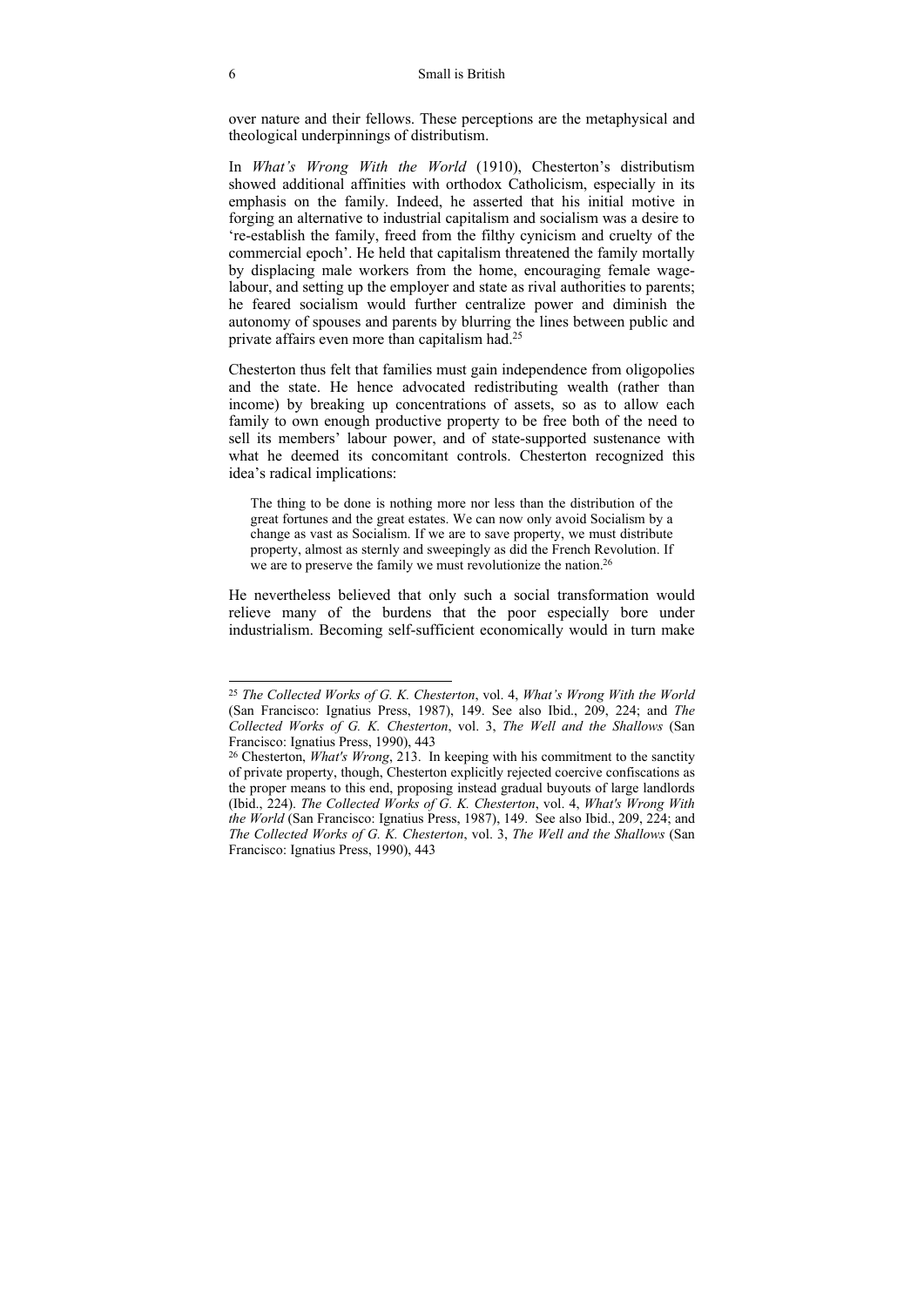over nature and their fellows. These perceptions are the metaphysical and theological underpinnings of distributism.

In *What's Wrong With the World* (1910), Chesterton's distributism showed additional affinities with orthodox Catholicism, especially in its emphasis on the family. Indeed, he asserted that his initial motive in forging an alternative to industrial capitalism and socialism was a desire to 're-establish the family, freed from the filthy cynicism and cruelty of the commercial epoch'. He held that capitalism threatened the family mortally by displacing male workers from the home, encouraging female wage-labour, and setting up the employer and state as rival authorities to parents; he feared socialism would further centralize power and diminish the autonomy of spouses and parents by blurring the lines between public and private affairs even more than capitalism had.[25]

Chesterton thus felt that families must gain independence from oligopolies and the state. He hence advocated redistributing wealth (rather than income) by breaking up concentrations of assets, so as to allow each family to own enough productive property to be free both of the need to sell its members' labour power, and of state-supported sustenance with what he deemed its concomitant controls. Chesterton recognized this idea's radical implications:

> The thing to be done is nothing more nor less than the distribution of the great fortunes and the great estates. We can now only avoid Socialism by a change as vast as Socialism. If we are to save property, we must distribute property, almost as sternly and sweepingly as did the French Revolution. If we are to preserve the family we must revolutionize the nation.[26]

He nevertheless believed that only such a social transformation would relieve many of the burdens that the poor especially bore under industrialism. Becoming self-sufficient economically would in turn make

---

[25] *The Collected Works of G. K. Chesterton*, vol. 4, *What's Wrong With the World* (San Francisco: Ignatius Press, 1987), 149. See also Ibid., 209, 224; and *The Collected Works of G. K. Chesterton*, vol. 3, *The Well and the Shallows* (San Francisco: Ignatius Press, 1990), 443

[26] Chesterton, *What's Wrong*, 213. In keeping with his commitment to the sanctity of private property, though, Chesterton explicitly rejected coercive confiscations as the proper means to this end, proposing instead gradual buyouts of large landlords (Ibid., 224). *The Collected Works of G. K. Chesterton*, vol. 4, *What's Wrong With the World* (San Francisco: Ignatius Press, 1987), 149. See also Ibid., 209, 224; and *The Collected Works of G. K. Chesterton*, vol. 3, *The Well and the Shallows* (San Francisco: Ignatius Press, 1990), 443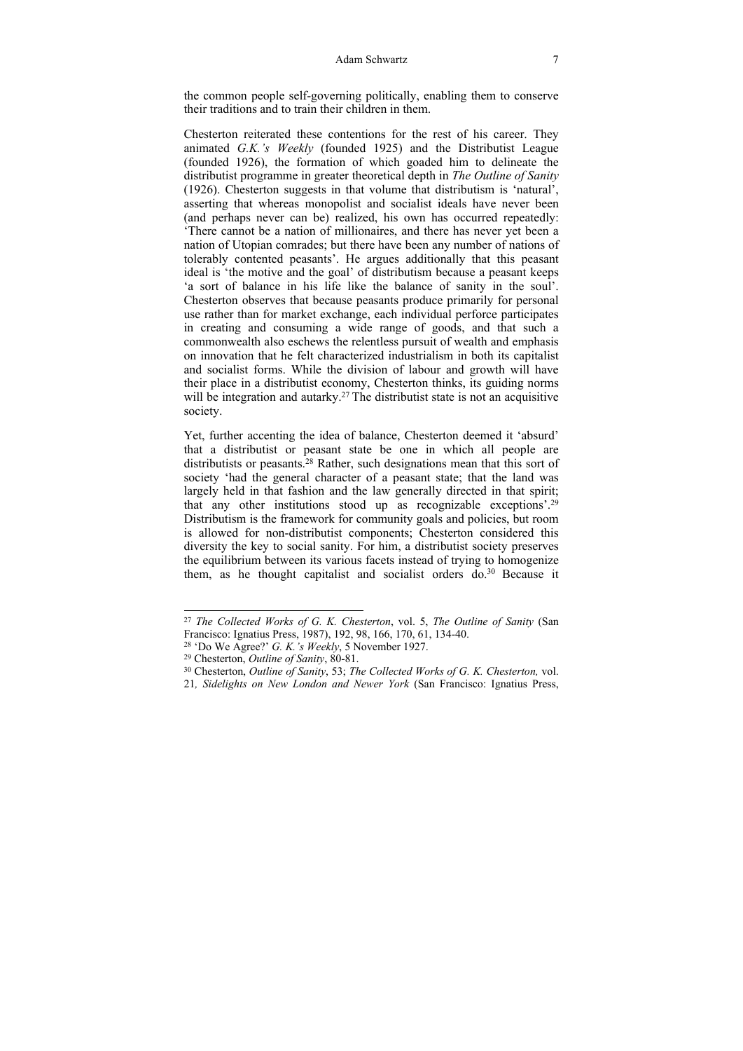the common people self-governing politically, enabling them to conserve their traditions and to train their children in them.

Chesterton reiterated these contentions for the rest of his career. They animated *G.K.'s Weekly* (founded 1925) and the Distributist League (founded 1926), the formation of which goaded him to delineate the distributist programme in greater theoretical depth in *The Outline of Sanity* (1926). Chesterton suggests in that volume that distributism is 'natural', asserting that whereas monopolist and socialist ideals have never been (and perhaps never can be) realized, his own has occurred repeatedly: 'There cannot be a nation of millionaires, and there has never yet been a nation of Utopian comrades; but there have been any number of nations of tolerably contented peasants'. He argues additionally that this peasant ideal is 'the motive and the goal' of distributism because a peasant keeps 'a sort of balance in his life like the balance of sanity in the soul'. Chesterton observes that because peasants produce primarily for personal use rather than for market exchange, each individual perforce participates in creating and consuming a wide range of goods, and that such a commonwealth also eschews the relentless pursuit of wealth and emphasis on innovation that he felt characterized industrialism in both its capitalist and socialist forms. While the division of labour and growth will have their place in a distributist economy, Chesterton thinks, its guiding norms will be integration and autarky.[27] The distributist state is not an acquisitive society.

Yet, further accenting the idea of balance, Chesterton deemed it 'absurd' that a distributist or peasant state be one in which all people are distributists or peasants.[28] Rather, such designations mean that this sort of society 'had the general character of a peasant state; that the land was largely held in that fashion and the law generally directed in that spirit; that any other institutions stood up as recognizable exceptions'.[29] Distributism is the framework for community goals and policies, but room is allowed for non-distributist components; Chesterton considered this diversity the key to social sanity. For him, a distributist society preserves the equilibrium between its various facets instead of trying to homogenize them, as he thought capitalist and socialist orders do.[30] Because it

---

[27] *The Collected Works of G. K. Chesterton*, vol. 5, *The Outline of Sanity* (San Francisco: Ignatius Press, 1987), 192, 98, 166, 170, 61, 134-40.

[28] 'Do We Agree?' *G. K.'s Weekly*, 5 November 1927.

[29] Chesterton, *Outline of Sanity*, 80-81.

[30] Chesterton, *Outline of Sanity*, 53; *The Collected Works of G. K. Chesterton,* vol. 21*, Sidelights on New London and Newer York* (San Francisco: Ignatius Press,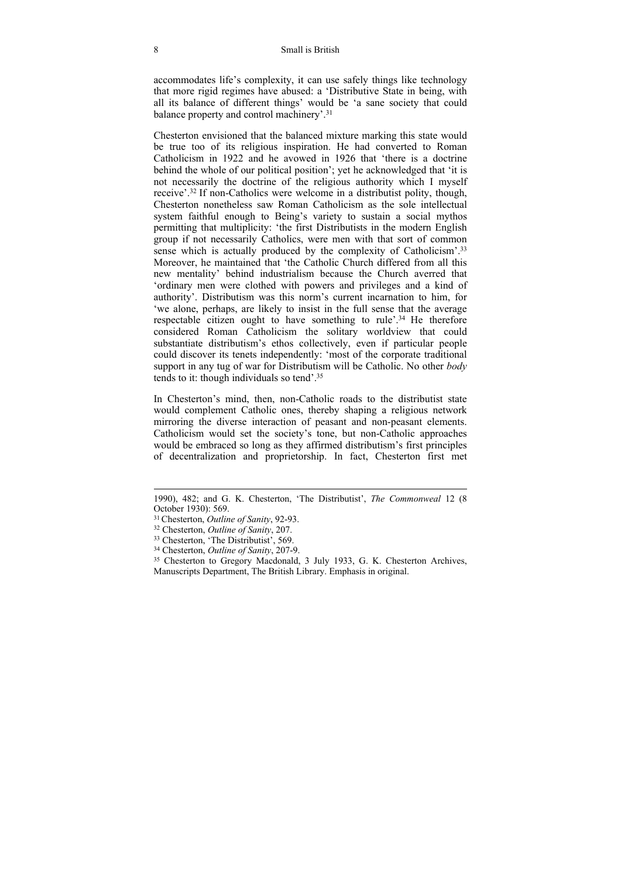accommodates life's complexity, it can use safely things like technology that more rigid regimes have abused: a 'Distributive State in being, with all its balance of different things' would be 'a sane society that could balance property and control machinery'.[31]

Chesterton envisioned that the balanced mixture marking this state would be true too of its religious inspiration. He had converted to Roman Catholicism in 1922 and he avowed in 1926 that 'there is a doctrine behind the whole of our political position'; yet he acknowledged that 'it is not necessarily the doctrine of the religious authority which I myself receive'.[32] If non-Catholics were welcome in a distributist polity, though, Chesterton nonetheless saw Roman Catholicism as the sole intellectual system faithful enough to Being's variety to sustain a social mythos permitting that multiplicity: 'the first Distributists in the modern English group if not necessarily Catholics, were men with that sort of common sense which is actually produced by the complexity of Catholicism'.[33] Moreover, he maintained that 'the Catholic Church differed from all this new mentality' behind industrialism because the Church averred that 'ordinary men were clothed with powers and privileges and a kind of authority'. Distributism was this norm's current incarnation to him, for 'we alone, perhaps, are likely to insist in the full sense that the average respectable citizen ought to have something to rule'.[34] He therefore considered Roman Catholicism the solitary worldview that could substantiate distributism's ethos collectively, even if particular people could discover its tenets independently: 'most of the corporate traditional support in any tug of war for Distributism will be Catholic. No other *body* tends to it: though individuals so tend'.[35]

In Chesterton's mind, then, non-Catholic roads to the distributist state would complement Catholic ones, thereby shaping a religious network mirroring the diverse interaction of peasant and non-peasant elements. Catholicism would set the society's tone, but non-Catholic approaches would be embraced so long as they affirmed distributism's first principles of decentralization and proprietorship. In fact, Chesterton first met

---

1990), 482; and G. K. Chesterton, 'The Distributist', *The Commonweal* 12 (8 October 1930): 569.

[31] Chesterton, *Outline of Sanity*, 92-93.

[32] Chesterton, *Outline of Sanity*, 207.

[33] Chesterton, 'The Distributist', 569.

[34] Chesterton, *Outline of Sanity*, 207-9.

[35] Chesterton to Gregory Macdonald, 3 July 1933, G. K. Chesterton Archives, Manuscripts Department, The British Library. Emphasis in original.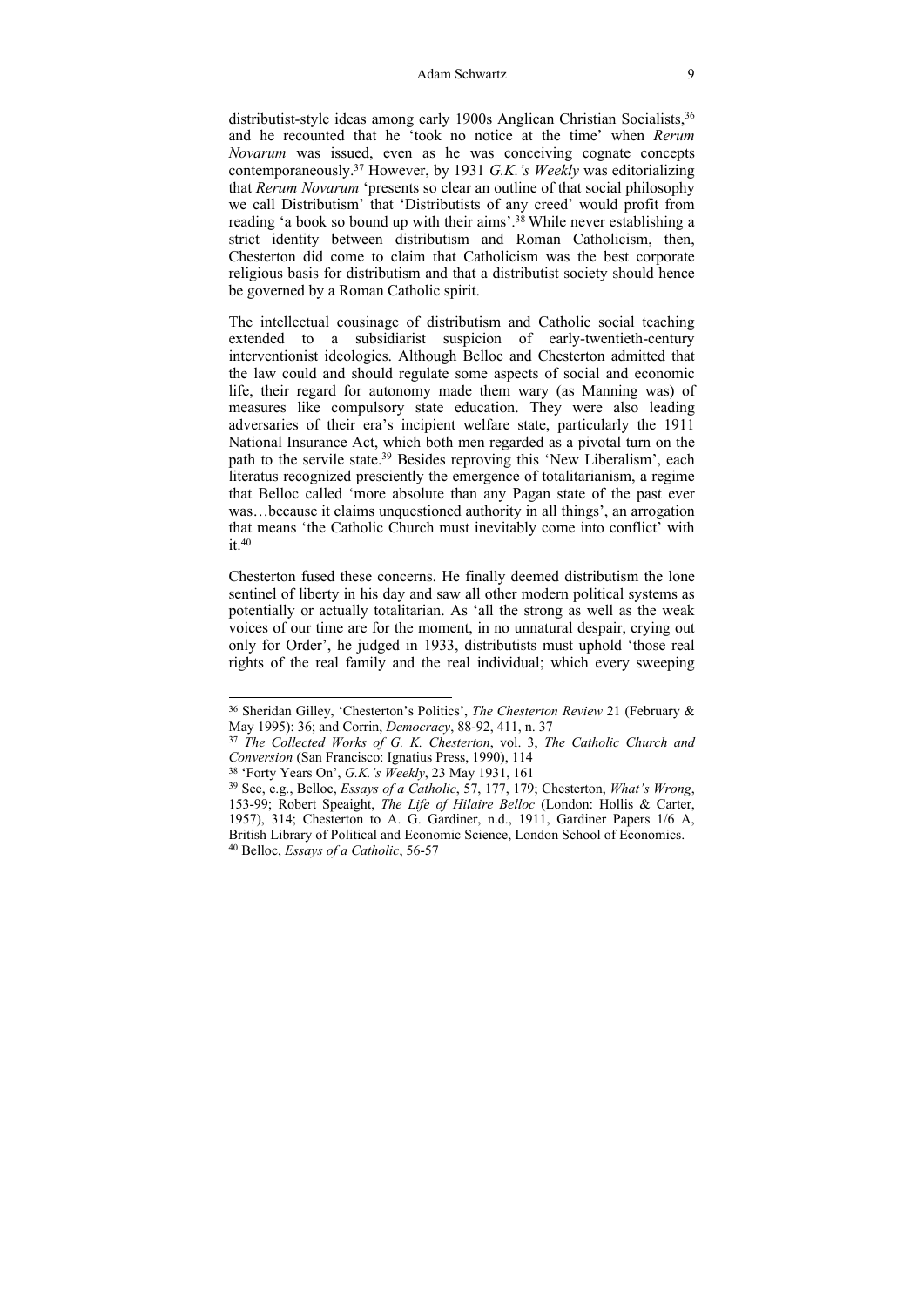distributist-style ideas among early 1900s Anglican Christian Socialists,[36] and he recounted that he 'took no notice at the time' when *Rerum Novarum* was issued, even as he was conceiving cognate concepts contemporaneously.[37] However, by 1931 *G.K.'s Weekly* was editorializing that *Rerum Novarum* 'presents so clear an outline of that social philosophy we call Distributism' that 'Distributists of any creed' would profit from reading 'a book so bound up with their aims'.[38] While never establishing a strict identity between distributism and Roman Catholicism, then, Chesterton did come to claim that Catholicism was the best corporate religious basis for distributism and that a distributist society should hence be governed by a Roman Catholic spirit.

The intellectual cousinage of distributism and Catholic social teaching extended to a subsidiarist suspicion of early-twentieth-century interventionist ideologies. Although Belloc and Chesterton admitted that the law could and should regulate some aspects of social and economic life, their regard for autonomy made them wary (as Manning was) of measures like compulsory state education. They were also leading adversaries of their era's incipient welfare state, particularly the 1911 National Insurance Act, which both men regarded as a pivotal turn on the path to the servile state.[39] Besides reproving this 'New Liberalism', each literatus recognized presciently the emergence of totalitarianism, a regime that Belloc called 'more absolute than any Pagan state of the past ever was…because it claims unquestioned authority in all things', an arrogation that means 'the Catholic Church must inevitably come into conflict' with it.[40]

Chesterton fused these concerns. He finally deemed distributism the lone sentinel of liberty in his day and saw all other modern political systems as potentially or actually totalitarian. As 'all the strong as well as the weak voices of our time are for the moment, in no unnatural despair, crying out only for Order', he judged in 1933, distributists must uphold 'those real rights of the real family and the real individual; which every sweeping

---

[36] Sheridan Gilley, 'Chesterton's Politics', *The Chesterton Review* 21 (February & May 1995): 36; and Corrin, *Democracy*, 88-92, 411, n. 37

[37] *The Collected Works of G. K. Chesterton*, vol. 3, *The Catholic Church and Conversion* (San Francisco: Ignatius Press, 1990), 114

[38] 'Forty Years On', *G.K.'s Weekly*, 23 May 1931, 161

[39] See, e.g., Belloc, *Essays of a Catholic*, 57, 177, 179; Chesterton, *What's Wrong*, 153-99; Robert Speaight, *The Life of Hilaire Belloc* (London: Hollis & Carter, 1957), 314; Chesterton to A. G. Gardiner, n.d., 1911, Gardiner Papers 1/6 A, British Library of Political and Economic Science, London School of Economics.

[40] Belloc, *Essays of a Catholic*, 56-57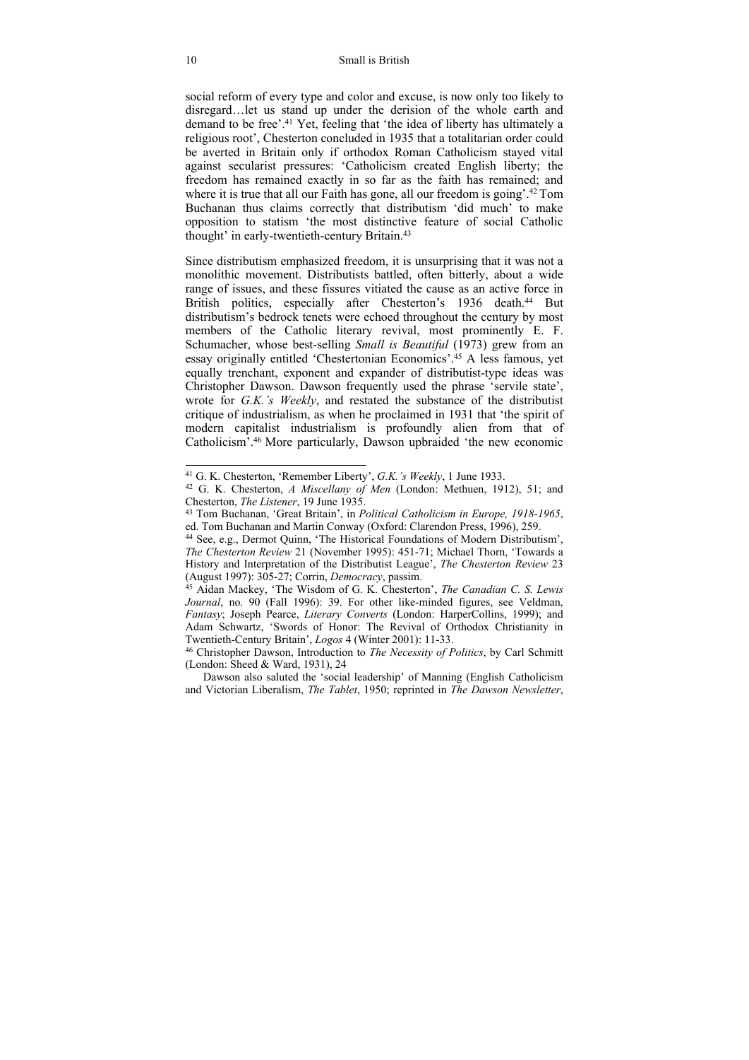social reform of every type and color and excuse, is now only too likely to disregard…let us stand up under the derision of the whole earth and demand to be free'.[41] Yet, feeling that 'the idea of liberty has ultimately a religious root', Chesterton concluded in 1935 that a totalitarian order could be averted in Britain only if orthodox Roman Catholicism stayed vital against secularist pressures: 'Catholicism created English liberty; the freedom has remained exactly in so far as the faith has remained; and where it is true that all our Faith has gone, all our freedom is going'.[42] Tom Buchanan thus claims correctly that distributism 'did much' to make opposition to statism 'the most distinctive feature of social Catholic thought' in early-twentieth-century Britain.[43]

Since distributism emphasized freedom, it is unsurprising that it was not a monolithic movement. Distributists battled, often bitterly, about a wide range of issues, and these fissures vitiated the cause as an active force in British politics, especially after Chesterton's 1936 death.[44] But distributism's bedrock tenets were echoed throughout the century by most members of the Catholic literary revival, most prominently E. F. Schumacher, whose best-selling *Small is Beautiful* (1973) grew from an essay originally entitled 'Chestertonian Economics'.[45] A less famous, yet equally trenchant, exponent and expander of distributist-type ideas was Christopher Dawson. Dawson frequently used the phrase 'servile state', wrote for *G.K.'s Weekly*, and restated the substance of the distributist critique of industrialism, as when he proclaimed in 1931 that 'the spirit of modern capitalist industrialism is profoundly alien from that of Catholicism'.[46] More particularly, Dawson upbraided 'the new economic

---

[41] G. K. Chesterton, 'Remember Liberty', *G.K.'s Weekly*, 1 June 1933.

[42] G. K. Chesterton, *A Miscellany of Men* (London: Methuen, 1912), 51; and Chesterton, *The Listener*, 19 June 1935.

[43] Tom Buchanan, 'Great Britain', in *Political Catholicism in Europe, 1918-1965*, ed. Tom Buchanan and Martin Conway (Oxford: Clarendon Press, 1996), 259.

[44] See, e.g., Dermot Quinn, 'The Historical Foundations of Modern Distributism', *The Chesterton Review* 21 (November 1995): 451-71; Michael Thorn, 'Towards a History and Interpretation of the Distributist League', *The Chesterton Review* 23 (August 1997): 305-27; Corrin, *Democracy*, passim.

[45] Aidan Mackey, 'The Wisdom of G. K. Chesterton', *The Canadian C. S. Lewis Journal*, no. 90 (Fall 1996): 39. For other like-minded figures, see Veldman, *Fantasy*; Joseph Pearce, *Literary Converts* (London: HarperCollins, 1999); and Adam Schwartz, 'Swords of Honor: The Revival of Orthodox Christianity in Twentieth-Century Britain', *Logos* 4 (Winter 2001): 11-33.

[46] Christopher Dawson, Introduction to *The Necessity of Politics*, by Carl Schmitt (London: Sheed & Ward, 1931), 24

Dawson also saluted the 'social leadership' of Manning (English Catholicism and Victorian Liberalism, *The Tablet*, 1950; reprinted in *The Dawson Newsletter*,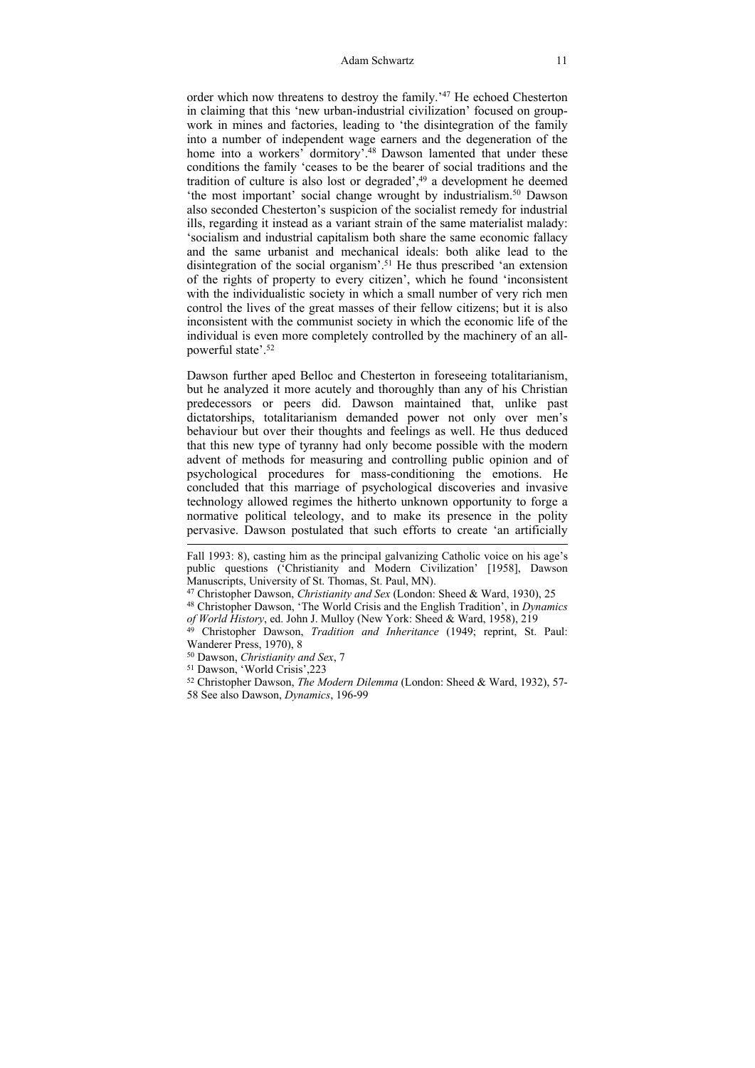order which now threatens to destroy the family.'[47] He echoed Chesterton in claiming that this 'new urban-industrial civilization' focused on group-work in mines and factories, leading to 'the disintegration of the family into a number of independent wage earners and the degeneration of the home into a workers' dormitory'.[48] Dawson lamented that under these conditions the family 'ceases to be the bearer of social traditions and the tradition of culture is also lost or degraded',[49] a development he deemed 'the most important' social change wrought by industrialism.[50] Dawson also seconded Chesterton's suspicion of the socialist remedy for industrial ills, regarding it instead as a variant strain of the same materialist malady: 'socialism and industrial capitalism both share the same economic fallacy and the same urbanist and mechanical ideals: both alike lead to the disintegration of the social organism'.[51] He thus prescribed 'an extension of the rights of property to every citizen', which he found 'inconsistent with the individualistic society in which a small number of very rich men control the lives of the great masses of their fellow citizens; but it is also inconsistent with the communist society in which the economic life of the individual is even more completely controlled by the machinery of an all-powerful state'.[52]

Dawson further aped Belloc and Chesterton in foreseeing totalitarianism, but he analyzed it more acutely and thoroughly than any of his Christian predecessors or peers did. Dawson maintained that, unlike past dictatorships, totalitarianism demanded power not only over men's behaviour but over their thoughts and feelings as well. He thus deduced that this new type of tyranny had only become possible with the modern advent of methods for measuring and controlling public opinion and of psychological procedures for mass-conditioning the emotions. He concluded that this marriage of psychological discoveries and invasive technology allowed regimes the hitherto unknown opportunity to forge a normative political teleology, and to make its presence in the polity pervasive. Dawson postulated that such efforts to create 'an artificially

---

Fall 1993: 8), casting him as the principal galvanizing Catholic voice on his age's public questions ('Christianity and Modern Civilization' [1958], Dawson Manuscripts, University of St. Thomas, St. Paul, MN).

[47] Christopher Dawson, *Christianity and Sex* (London: Sheed & Ward, 1930), 25

[48] Christopher Dawson, 'The World Crisis and the English Tradition', in *Dynamics of World History*, ed. John J. Mulloy (New York: Sheed & Ward, 1958), 219

[49] Christopher Dawson, *Tradition and Inheritance* (1949; reprint, St. Paul: Wanderer Press, 1970), 8

[50] Dawson, *Christianity and Sex*, 7

[51] Dawson, 'World Crisis',223

[52] Christopher Dawson, *The Modern Dilemma* (London: Sheed & Ward, 1932), 57-58 See also Dawson, *Dynamics*, 196-99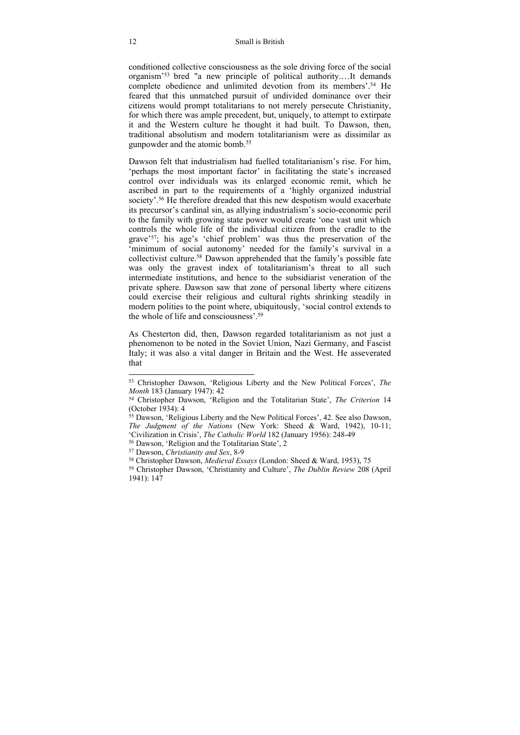conditioned collective consciousness as the sole driving force of the social organism'[53] bred "a new principle of political authority.…It demands complete obedience and unlimited devotion from its members'.[54] He feared that this unmatched pursuit of undivided dominance over their citizens would prompt totalitarians to not merely persecute Christianity, for which there was ample precedent, but, uniquely, to attempt to extirpate it and the Western culture he thought it had built. To Dawson, then, traditional absolutism and modern totalitarianism were as dissimilar as gunpowder and the atomic bomb.[55]

Dawson felt that industrialism had fuelled totalitarianism's rise. For him, 'perhaps the most important factor' in facilitating the state's increased control over individuals was its enlarged economic remit, which he ascribed in part to the requirements of a 'highly organized industrial society'.[56] He therefore dreaded that this new despotism would exacerbate its precursor's cardinal sin, as allying industrialism's socio-economic peril to the family with growing state power would create 'one vast unit which controls the whole life of the individual citizen from the cradle to the grave'[57]; his age's 'chief problem' was thus the preservation of the 'minimum of social autonomy' needed for the family's survival in a collectivist culture.[58] Dawson apprehended that the family's possible fate was only the gravest index of totalitarianism's threat to all such intermediate institutions, and hence to the subsidiarist veneration of the private sphere. Dawson saw that zone of personal liberty where citizens could exercise their religious and cultural rights shrinking steadily in modern polities to the point where, ubiquitously, 'social control extends to the whole of life and consciousness'.[59]

As Chesterton did, then, Dawson regarded totalitarianism as not just a phenomenon to be noted in the Soviet Union, Nazi Germany, and Fascist Italy; it was also a vital danger in Britain and the West. He asseverated that

---

[53] Christopher Dawson, 'Religious Liberty and the New Political Forces', *The Month* 183 (January 1947): 42

[54] Christopher Dawson, 'Religion and the Totalitarian State', *The Criterion* 14 (October 1934): 4

[55] Dawson, 'Religious Liberty and the New Political Forces', 42. See also Dawson, *The Judgment of the Nations* (New York: Sheed & Ward, 1942), 10-11; 'Civilization in Crisis', *The Catholic World* 182 (January 1956): 248-49

[56] Dawson, 'Religion and the Totalitarian State', 2

[57] Dawson, *Christianity and Sex*, 8-9

[58] Christopher Dawson, *Medieval Essays* (London: Sheed & Ward, 1953), 75

[59] Christopher Dawson, 'Christianity and Culture', *The Dublin Review* 208 (April 1941): 147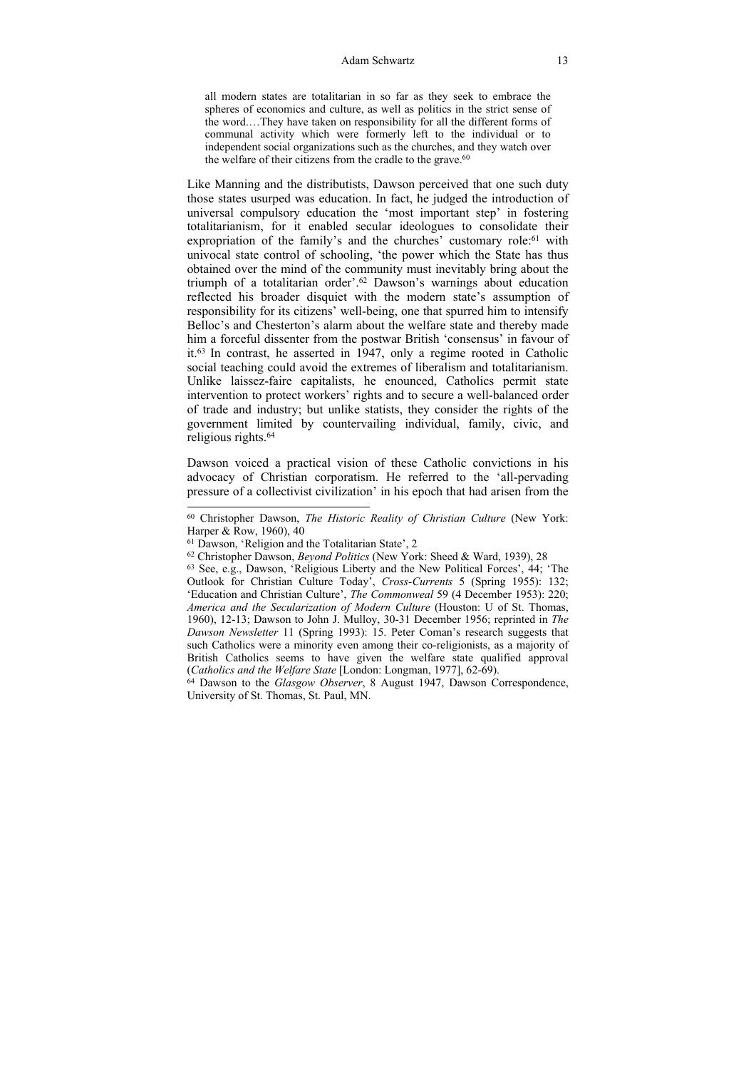> all modern states are totalitarian in so far as they seek to embrace the spheres of economics and culture, as well as politics in the strict sense of the word.…They have taken on responsibility for all the different forms of communal activity which were formerly left to the individual or to independent social organizations such as the churches, and they watch over the welfare of their citizens from the cradle to the grave.[60]

Like Manning and the distributists, Dawson perceived that one such duty those states usurped was education. In fact, he judged the introduction of universal compulsory education the 'most important step' in fostering totalitarianism, for it enabled secular ideologues to consolidate their expropriation of the family's and the churches' customary role:[61] with univocal state control of schooling, 'the power which the State has thus obtained over the mind of the community must inevitably bring about the triumph of a totalitarian order'.[62] Dawson's warnings about education reflected his broader disquiet with the modern state's assumption of responsibility for its citizens' well-being, one that spurred him to intensify Belloc's and Chesterton's alarm about the welfare state and thereby made him a forceful dissenter from the postwar British 'consensus' in favour of it.[63] In contrast, he asserted in 1947, only a regime rooted in Catholic social teaching could avoid the extremes of liberalism and totalitarianism. Unlike laissez-faire capitalists, he enounced, Catholics permit state intervention to protect workers' rights and to secure a well-balanced order of trade and industry; but unlike statists, they consider the rights of the government limited by countervailing individual, family, civic, and religious rights.[64]

Dawson voiced a practical vision of these Catholic convictions in his advocacy of Christian corporatism. He referred to the 'all-pervading pressure of a collectivist civilization' in his epoch that had arisen from the

---

[60] Christopher Dawson, *The Historic Reality of Christian Culture* (New York: Harper & Row, 1960), 40

[61] Dawson, 'Religion and the Totalitarian State', 2

[62] Christopher Dawson, *Beyond Politics* (New York: Sheed & Ward, 1939), 28

[63] See, e.g., Dawson, 'Religious Liberty and the New Political Forces', 44; 'The Outlook for Christian Culture Today', *Cross-Currents* 5 (Spring 1955): 132; 'Education and Christian Culture', *The Commonweal* 59 (4 December 1953): 220; *America and the Secularization of Modern Culture* (Houston: U of St. Thomas, 1960), 12-13; Dawson to John J. Mulloy, 30-31 December 1956; reprinted in *The Dawson Newsletter* 11 (Spring 1993): 15. Peter Coman's research suggests that such Catholics were a minority even among their co-religionists, as a majority of British Catholics seems to have given the welfare state qualified approval (*Catholics and the Welfare State* [London: Longman, 1977], 62-69).

[64] Dawson to the *Glasgow Observer*, 8 August 1947, Dawson Correspondence, University of St. Thomas, St. Paul, MN.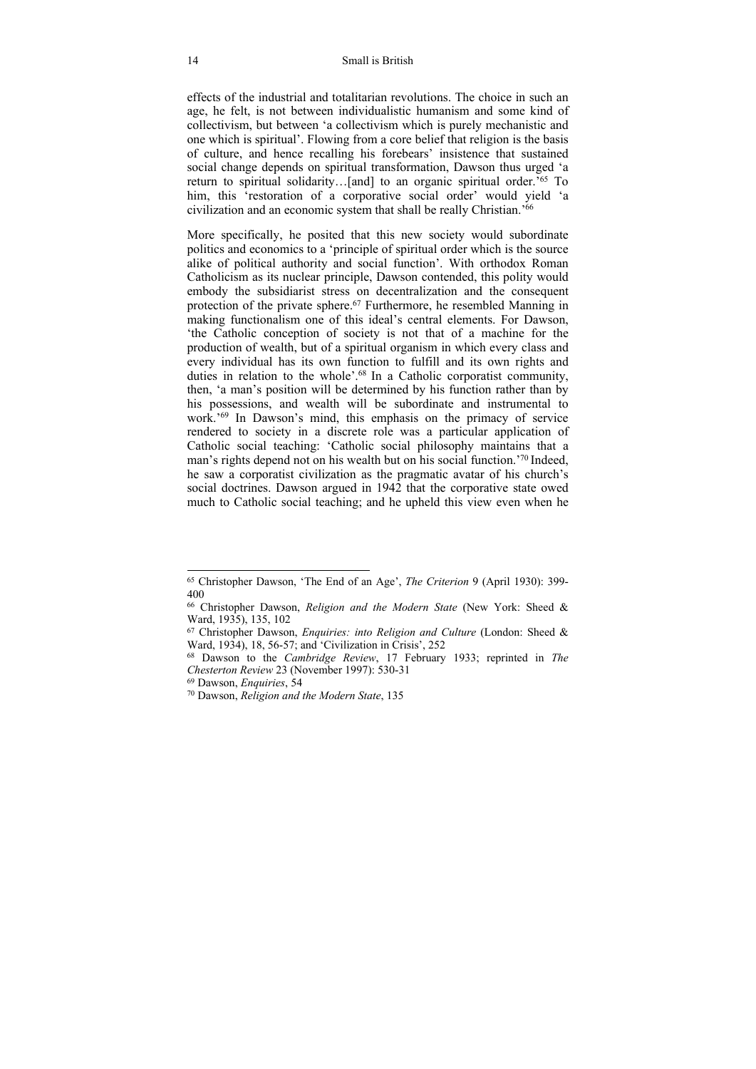effects of the industrial and totalitarian revolutions. The choice in such an age, he felt, is not between individualistic humanism and some kind of collectivism, but between 'a collectivism which is purely mechanistic and one which is spiritual'. Flowing from a core belief that religion is the basis of culture, and hence recalling his forebears' insistence that sustained social change depends on spiritual transformation, Dawson thus urged 'a return to spiritual solidarity…[and] to an organic spiritual order.'[65] To him, this 'restoration of a corporative social order' would yield 'a civilization and an economic system that shall be really Christian.'[66]

More specifically, he posited that this new society would subordinate politics and economics to a 'principle of spiritual order which is the source alike of political authority and social function'. With orthodox Roman Catholicism as its nuclear principle, Dawson contended, this polity would embody the subsidiarist stress on decentralization and the consequent protection of the private sphere.[67] Furthermore, he resembled Manning in making functionalism one of this ideal's central elements. For Dawson, 'the Catholic conception of society is not that of a machine for the production of wealth, but of a spiritual organism in which every class and every individual has its own function to fulfill and its own rights and duties in relation to the whole'.[68] In a Catholic corporatist community, then, 'a man's position will be determined by his function rather than by his possessions, and wealth will be subordinate and instrumental to work.'[69] In Dawson's mind, this emphasis on the primacy of service rendered to society in a discrete role was a particular application of Catholic social teaching: 'Catholic social philosophy maintains that a man's rights depend not on his wealth but on his social function.'[70] Indeed, he saw a corporatist civilization as the pragmatic avatar of his church's social doctrines. Dawson argued in 1942 that the corporative state owed much to Catholic social teaching; and he upheld this view even when he

---

[65] Christopher Dawson, 'The End of an Age', *The Criterion* 9 (April 1930): 399-400

[66] Christopher Dawson, *Religion and the Modern State* (New York: Sheed & Ward, 1935), 135, 102

[67] Christopher Dawson, *Enquiries: into Religion and Culture* (London: Sheed & Ward, 1934), 18, 56-57; and 'Civilization in Crisis', 252

[68] Dawson to the *Cambridge Review*, 17 February 1933; reprinted in *The Chesterton Review* 23 (November 1997): 530-31

[69] Dawson, *Enquiries*, 54

[70] Dawson, *Religion and the Modern State*, 135